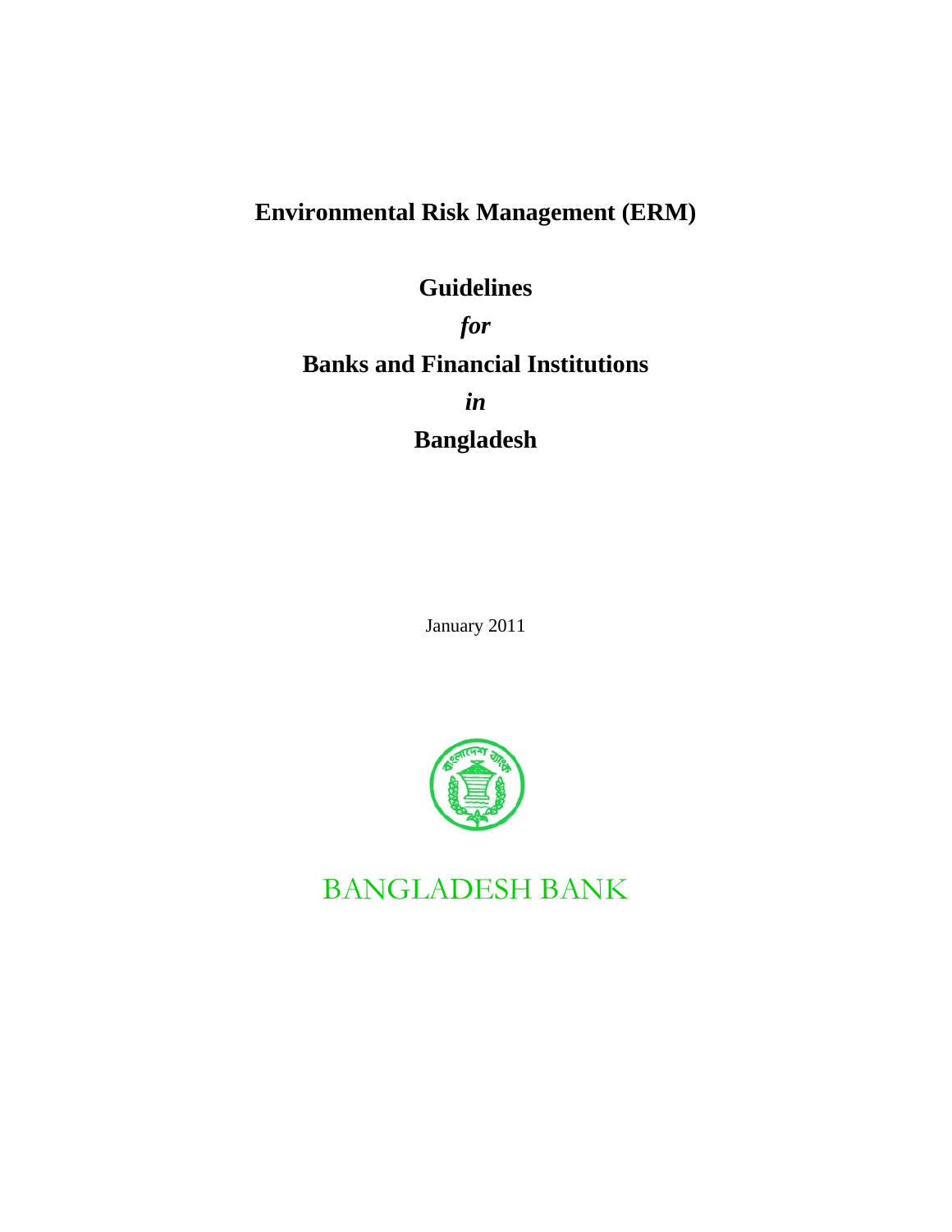# Environmental Risk Management (ERM)

## Guidelines

***for***

## Banks and Financial Institutions

***in***

## Bangladesh

January 2011

BANGLADESH BANK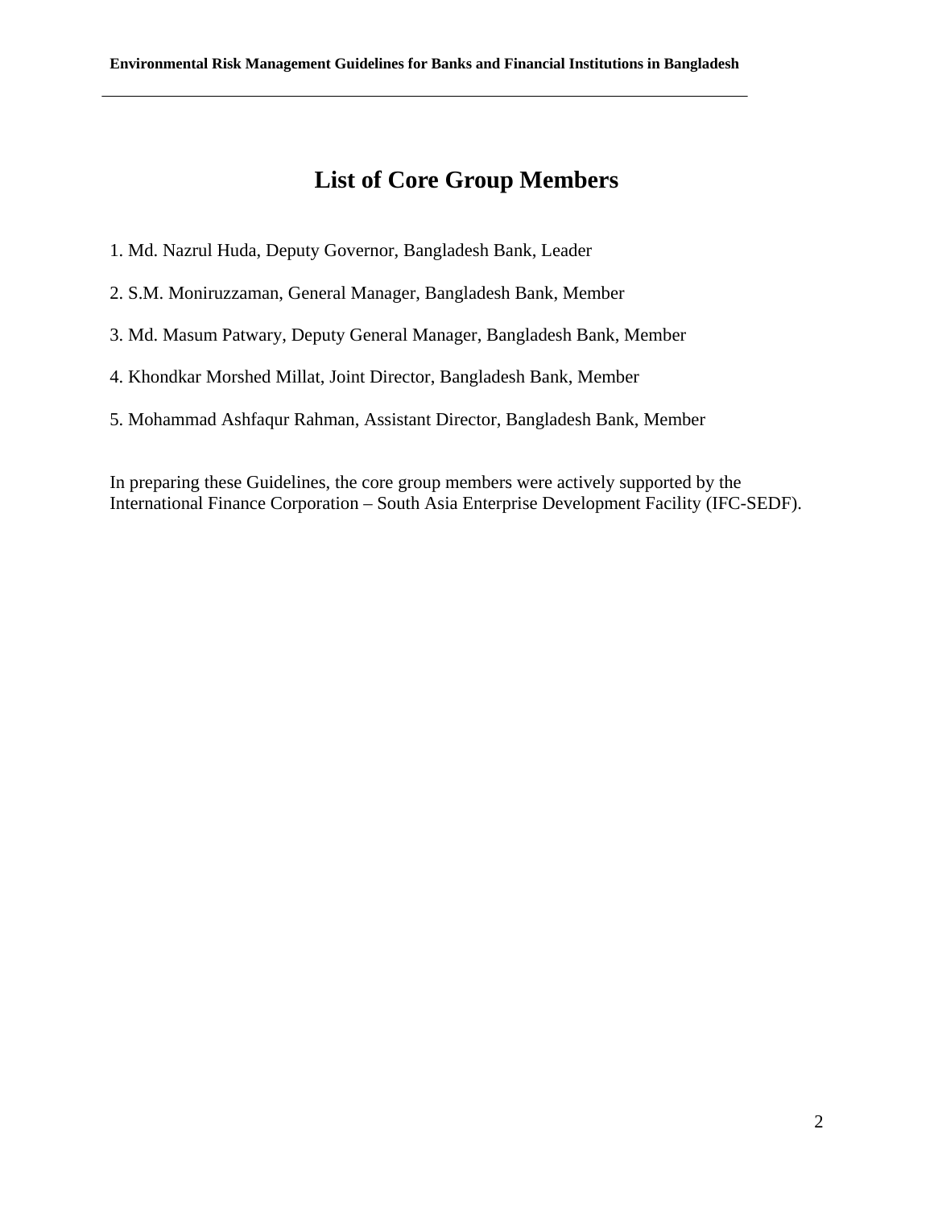# List of Core Group Members

1. Md. Nazrul Huda, Deputy Governor, Bangladesh Bank, Leader
2. S.M. Moniruzzaman, General Manager, Bangladesh Bank, Member
3. Md. Masum Patwary, Deputy General Manager, Bangladesh Bank, Member
4. Khondkar Morshed Millat, Joint Director, Bangladesh Bank, Member
5. Mohammad Ashfaqur Rahman, Assistant Director, Bangladesh Bank, Member

In preparing these Guidelines, the core group members were actively supported by the International Finance Corporation – South Asia Enterprise Development Facility (IFC-SEDF).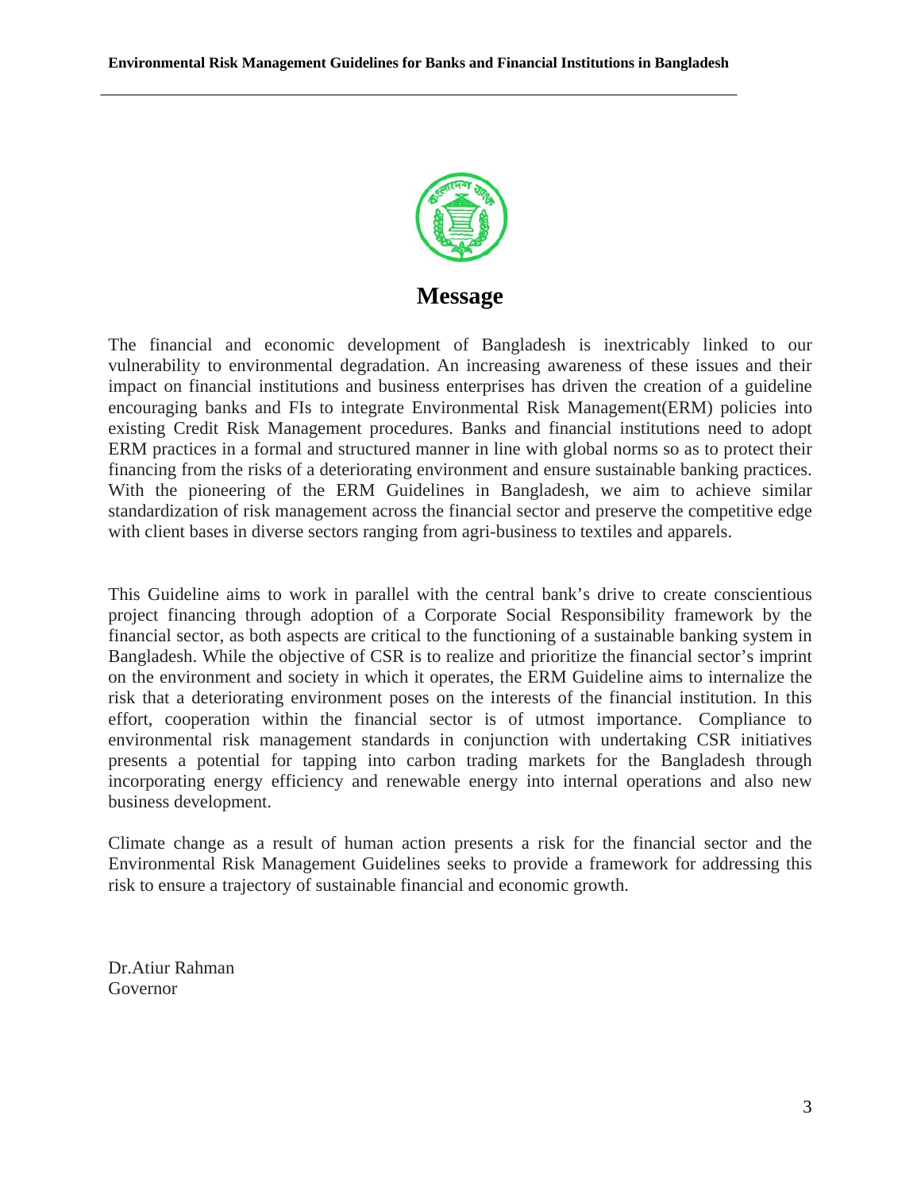# Message

The financial and economic development of Bangladesh is inextricably linked to our vulnerability to environmental degradation. An increasing awareness of these issues and their impact on financial institutions and business enterprises has driven the creation of a guideline encouraging banks and FIs to integrate Environmental Risk Management(ERM) policies into existing Credit Risk Management procedures. Banks and financial institutions need to adopt ERM practices in a formal and structured manner in line with global norms so as to protect their financing from the risks of a deteriorating environment and ensure sustainable banking practices. With the pioneering of the ERM Guidelines in Bangladesh, we aim to achieve similar standardization of risk management across the financial sector and preserve the competitive edge with client bases in diverse sectors ranging from agri-business to textiles and apparels.

This Guideline aims to work in parallel with the central bank's drive to create conscientious project financing through adoption of a Corporate Social Responsibility framework by the financial sector, as both aspects are critical to the functioning of a sustainable banking system in Bangladesh. While the objective of CSR is to realize and prioritize the financial sector's imprint on the environment and society in which it operates, the ERM Guideline aims to internalize the risk that a deteriorating environment poses on the interests of the financial institution. In this effort, cooperation within the financial sector is of utmost importance. Compliance to environmental risk management standards in conjunction with undertaking CSR initiatives presents a potential for tapping into carbon trading markets for the Bangladesh through incorporating energy efficiency and renewable energy into internal operations and also new business development.

Climate change as a result of human action presents a risk for the financial sector and the Environmental Risk Management Guidelines seeks to provide a framework for addressing this risk to ensure a trajectory of sustainable financial and economic growth.

Dr.Atiur Rahman
Governor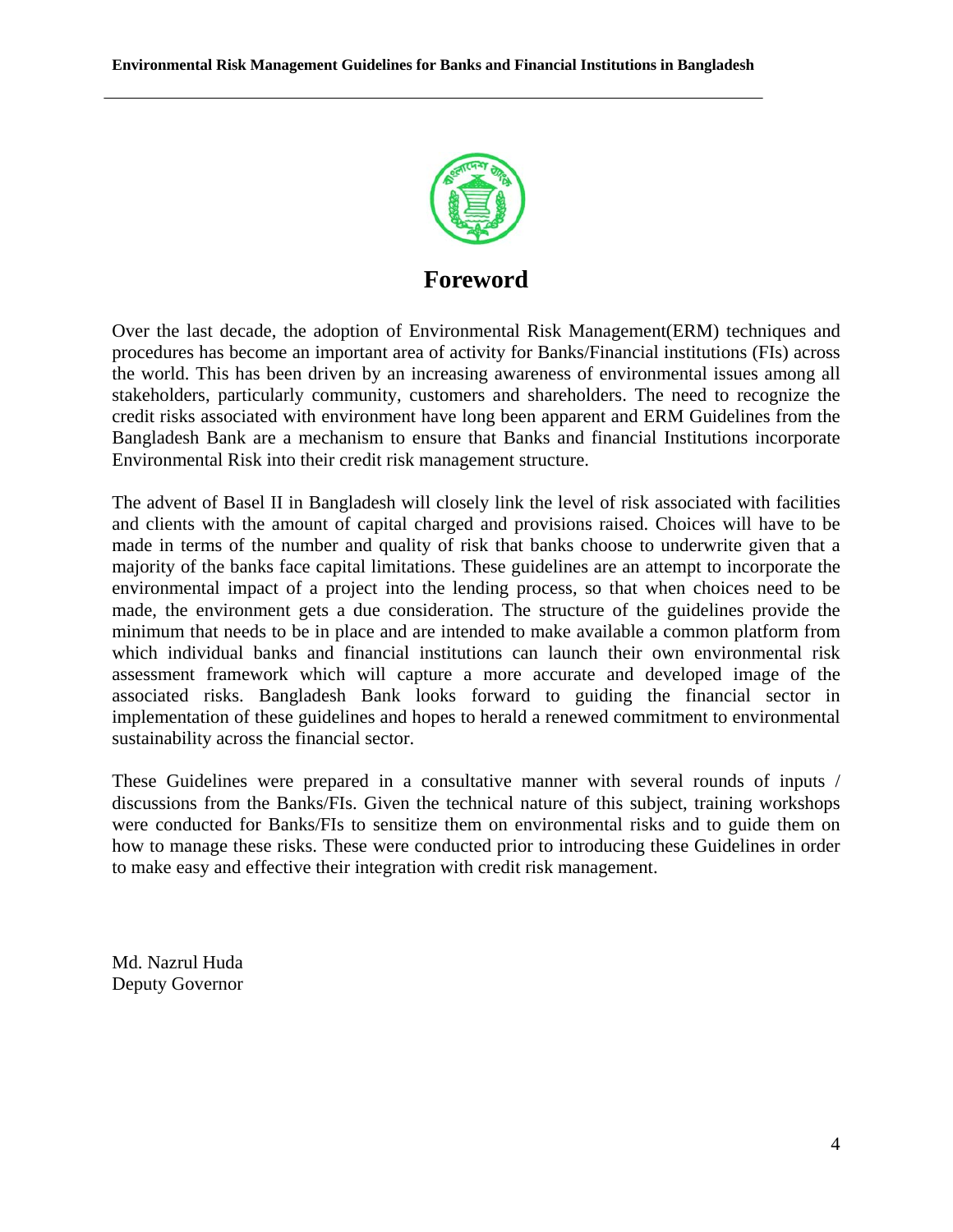# Foreword

Over the last decade, the adoption of Environmental Risk Management(ERM) techniques and procedures has become an important area of activity for Banks/Financial institutions (FIs) across the world. This has been driven by an increasing awareness of environmental issues among all stakeholders, particularly community, customers and shareholders. The need to recognize the credit risks associated with environment have long been apparent and ERM Guidelines from the Bangladesh Bank are a mechanism to ensure that Banks and financial Institutions incorporate Environmental Risk into their credit risk management structure.

The advent of Basel II in Bangladesh will closely link the level of risk associated with facilities and clients with the amount of capital charged and provisions raised. Choices will have to be made in terms of the number and quality of risk that banks choose to underwrite given that a majority of the banks face capital limitations. These guidelines are an attempt to incorporate the environmental impact of a project into the lending process, so that when choices need to be made, the environment gets a due consideration. The structure of the guidelines provide the minimum that needs to be in place and are intended to make available a common platform from which individual banks and financial institutions can launch their own environmental risk assessment framework which will capture a more accurate and developed image of the associated risks. Bangladesh Bank looks forward to guiding the financial sector in implementation of these guidelines and hopes to herald a renewed commitment to environmental sustainability across the financial sector.

These Guidelines were prepared in a consultative manner with several rounds of inputs / discussions from the Banks/FIs. Given the technical nature of this subject, training workshops were conducted for Banks/FIs to sensitize them on environmental risks and to guide them on how to manage these risks. These were conducted prior to introducing these Guidelines in order to make easy and effective their integration with credit risk management.

Md. Nazrul Huda  
Deputy Governor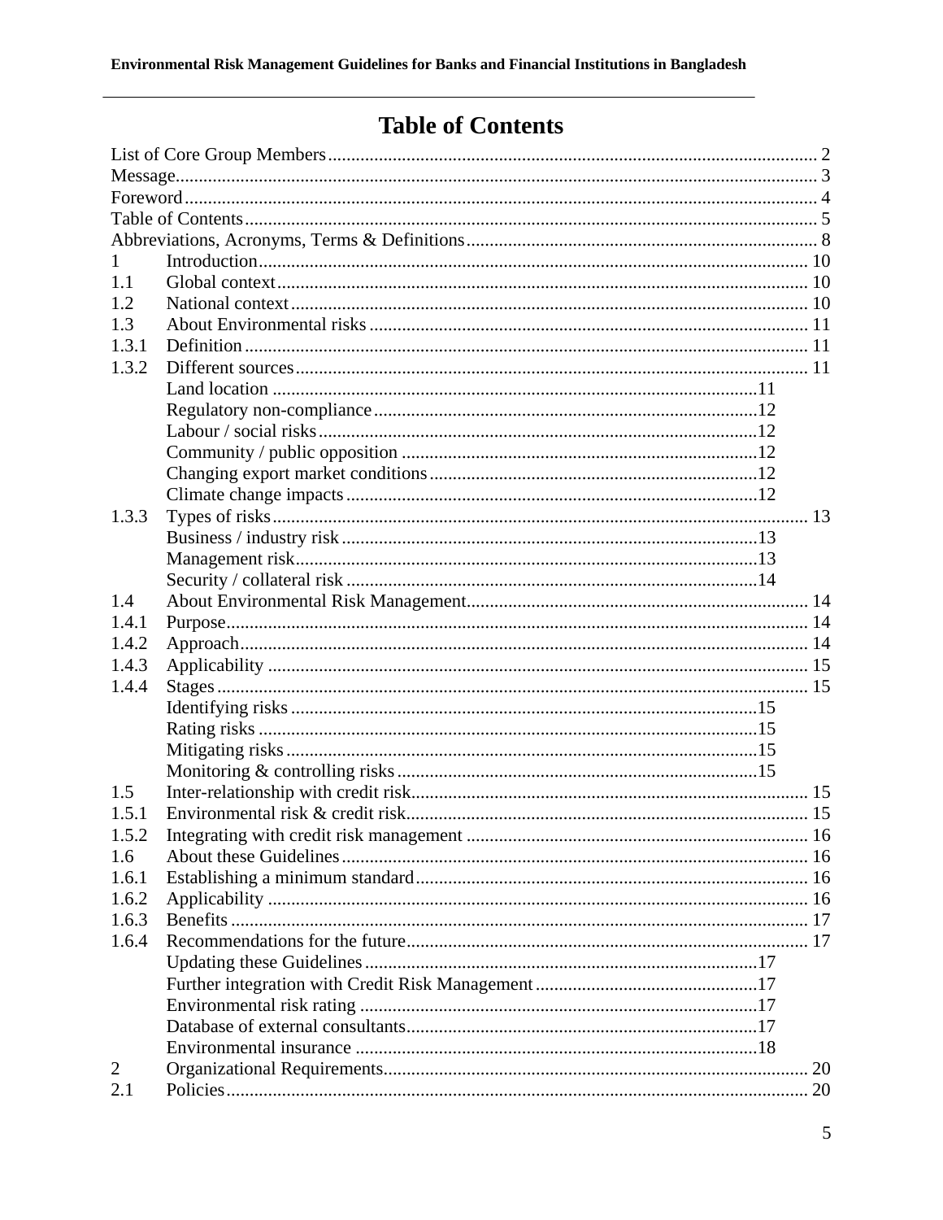# Table of Contents

List of Core Group Members ..... 2
Message ..... 3
Foreword ..... 4
Table of Contents ..... 5
Abbreviations, Acronyms, Terms & Definitions ..... 8
1 Introduction ..... 10
1.1 Global context ..... 10
1.2 National context ..... 10
1.3 About Environmental risks ..... 11
1.3.1 Definition ..... 11
1.3.2 Different sources ..... 11
  Land location ..... 11
  Regulatory non-compliance ..... 12
  Labour / social risks ..... 12
  Community / public opposition ..... 12
  Changing export market conditions ..... 12
  Climate change impacts ..... 12
1.3.3 Types of risks ..... 13
  Business / industry risk ..... 13
  Management risk ..... 13
  Security / collateral risk ..... 14
1.4 About Environmental Risk Management ..... 14
1.4.1 Purpose ..... 14
1.4.2 Approach ..... 14
1.4.3 Applicability ..... 15
1.4.4 Stages ..... 15
  Identifying risks ..... 15
  Rating risks ..... 15
  Mitigating risks ..... 15
  Monitoring & controlling risks ..... 15
1.5 Inter-relationship with credit risk ..... 15
1.5.1 Environmental risk & credit risk ..... 15
1.5.2 Integrating with credit risk management ..... 16
1.6 About these Guidelines ..... 16
1.6.1 Establishing a minimum standard ..... 16
1.6.2 Applicability ..... 16
1.6.3 Benefits ..... 17
1.6.4 Recommendations for the future ..... 17
  Updating these Guidelines ..... 17
  Further integration with Credit Risk Management ..... 17
  Environmental risk rating ..... 17
  Database of external consultants ..... 17
  Environmental insurance ..... 18
2 Organizational Requirements ..... 20
2.1 Policies ..... 20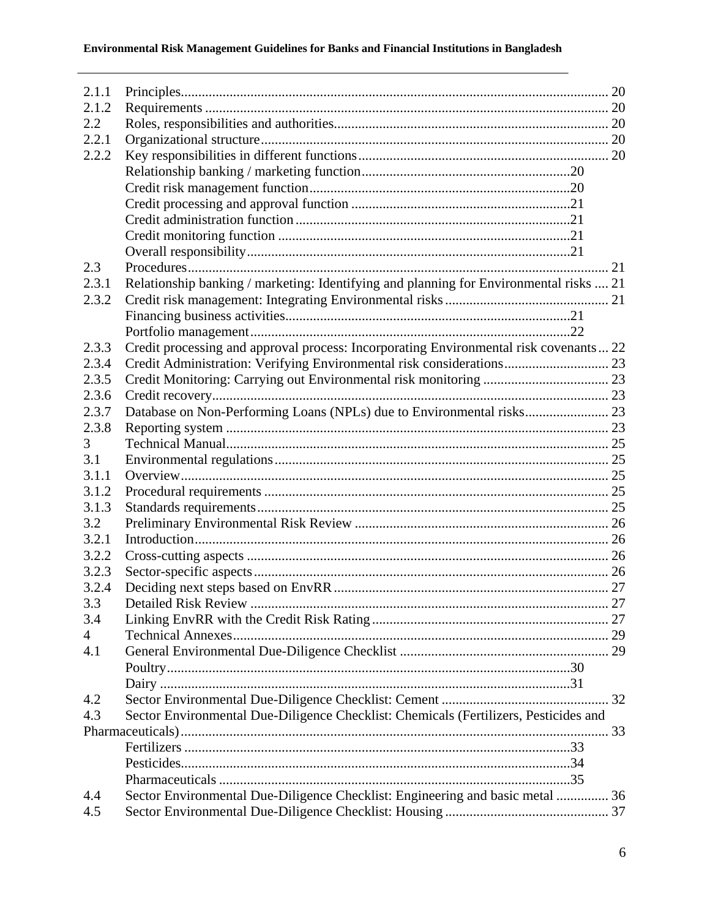| | | |
|---|---|---|
| 2.1.1 | Principles | 20 |
| 2.1.2 | Requirements | 20 |
| 2.2 | Roles, responsibilities and authorities | 20 |
| 2.2.1 | Organizational structure | 20 |
| 2.2.2 | Key responsibilities in different functions | 20 |
| | Relationship banking / marketing function | 20 |
| | Credit risk management function | 20 |
| | Credit processing and approval function | 21 |
| | Credit administration function | 21 |
| | Credit monitoring function | 21 |
| | Overall responsibility | 21 |
| 2.3 | Procedures | 21 |
| 2.3.1 | Relationship banking / marketing: Identifying and planning for Environmental risks | 21 |
| 2.3.2 | Credit risk management: Integrating Environmental risks | 21 |
| | Financing business activities | 21 |
| | Portfolio management | 22 |
| 2.3.3 | Credit processing and approval process: Incorporating Environmental risk covenants | 22 |
| 2.3.4 | Credit Administration: Verifying Environmental risk considerations | 23 |
| 2.3.5 | Credit Monitoring: Carrying out Environmental risk monitoring | 23 |
| 2.3.6 | Credit recovery | 23 |
| 2.3.7 | Database on Non-Performing Loans (NPLs) due to Environmental risks | 23 |
| 2.3.8 | Reporting system | 23 |
| 3 | Technical Manual | 25 |
| 3.1 | Environmental regulations | 25 |
| 3.1.1 | Overview | 25 |
| 3.1.2 | Procedural requirements | 25 |
| 3.1.3 | Standards requirements | 25 |
| 3.2 | Preliminary Environmental Risk Review | 26 |
| 3.2.1 | Introduction | 26 |
| 3.2.2 | Cross-cutting aspects | 26 |
| 3.2.3 | Sector-specific aspects | 26 |
| 3.2.4 | Deciding next steps based on EnvRR | 27 |
| 3.3 | Detailed Risk Review | 27 |
| 3.4 | Linking EnvRR with the Credit Risk Rating | 27 |
| 4 | Technical Annexes | 29 |
| 4.1 | General Environmental Due-Diligence Checklist | 29 |
| | Poultry | 30 |
| | Dairy | 31 |
| 4.2 | Sector Environmental Due-Diligence Checklist: Cement | 32 |
| 4.3 | Sector Environmental Due-Diligence Checklist: Chemicals (Fertilizers, Pesticides and Pharmaceuticals) | 33 |
| | Fertilizers | 33 |
| | Pesticides | 34 |
| | Pharmaceuticals | 35 |
| 4.4 | Sector Environmental Due-Diligence Checklist: Engineering and basic metal | 36 |
| 4.5 | Sector Environmental Due-Diligence Checklist: Housing | 37 |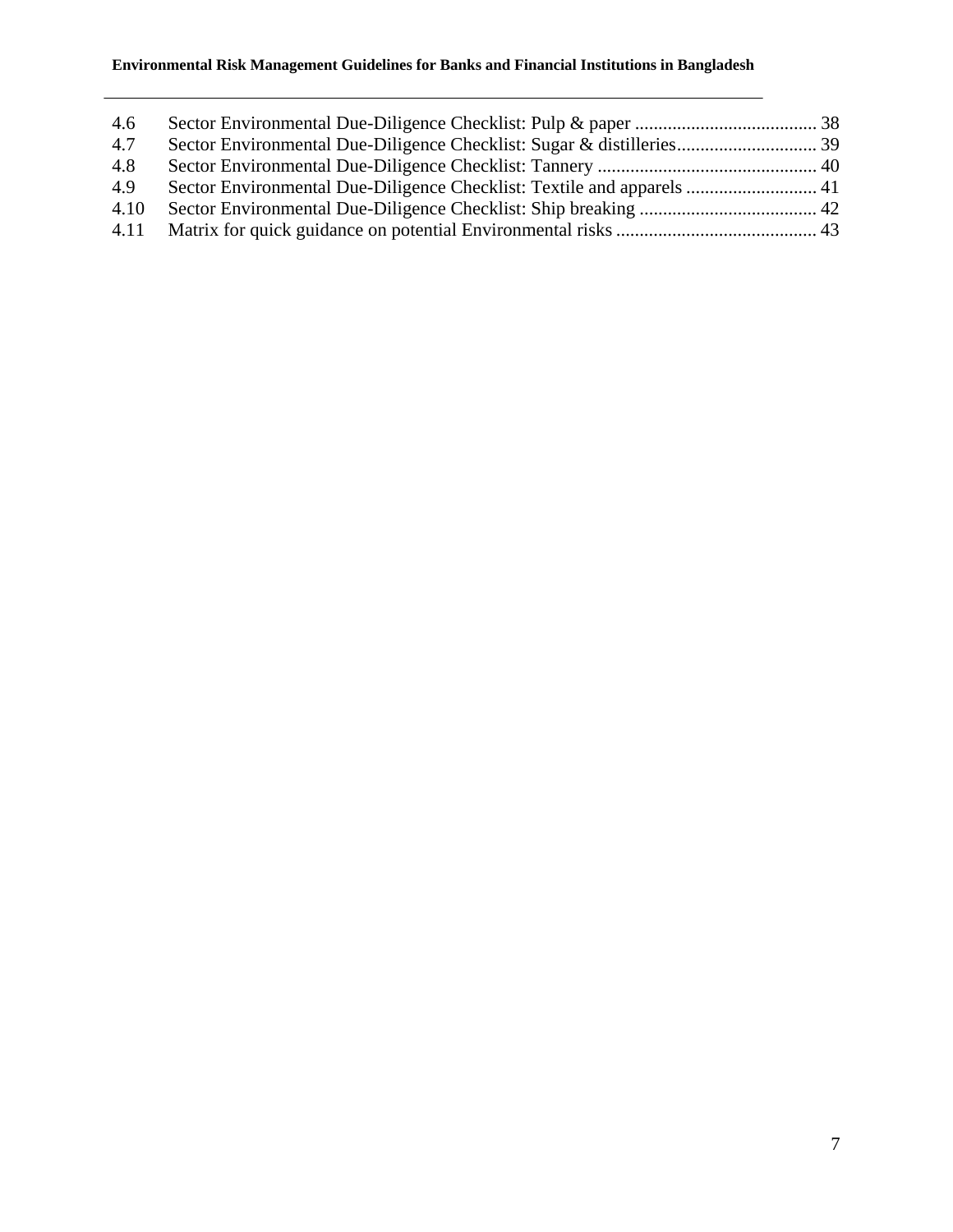4.6 Sector Environmental Due-Diligence Checklist: Pulp & paper ....................................... 38
4.7 Sector Environmental Due-Diligence Checklist: Sugar & distilleries.............................. 39
4.8 Sector Environmental Due-Diligence Checklist: Tannery ............................................... 40
4.9 Sector Environmental Due-Diligence Checklist: Textile and apparels ............................ 41
4.10 Sector Environmental Due-Diligence Checklist: Ship breaking ...................................... 42
4.11 Matrix for quick guidance on potential Environmental risks ........................................... 43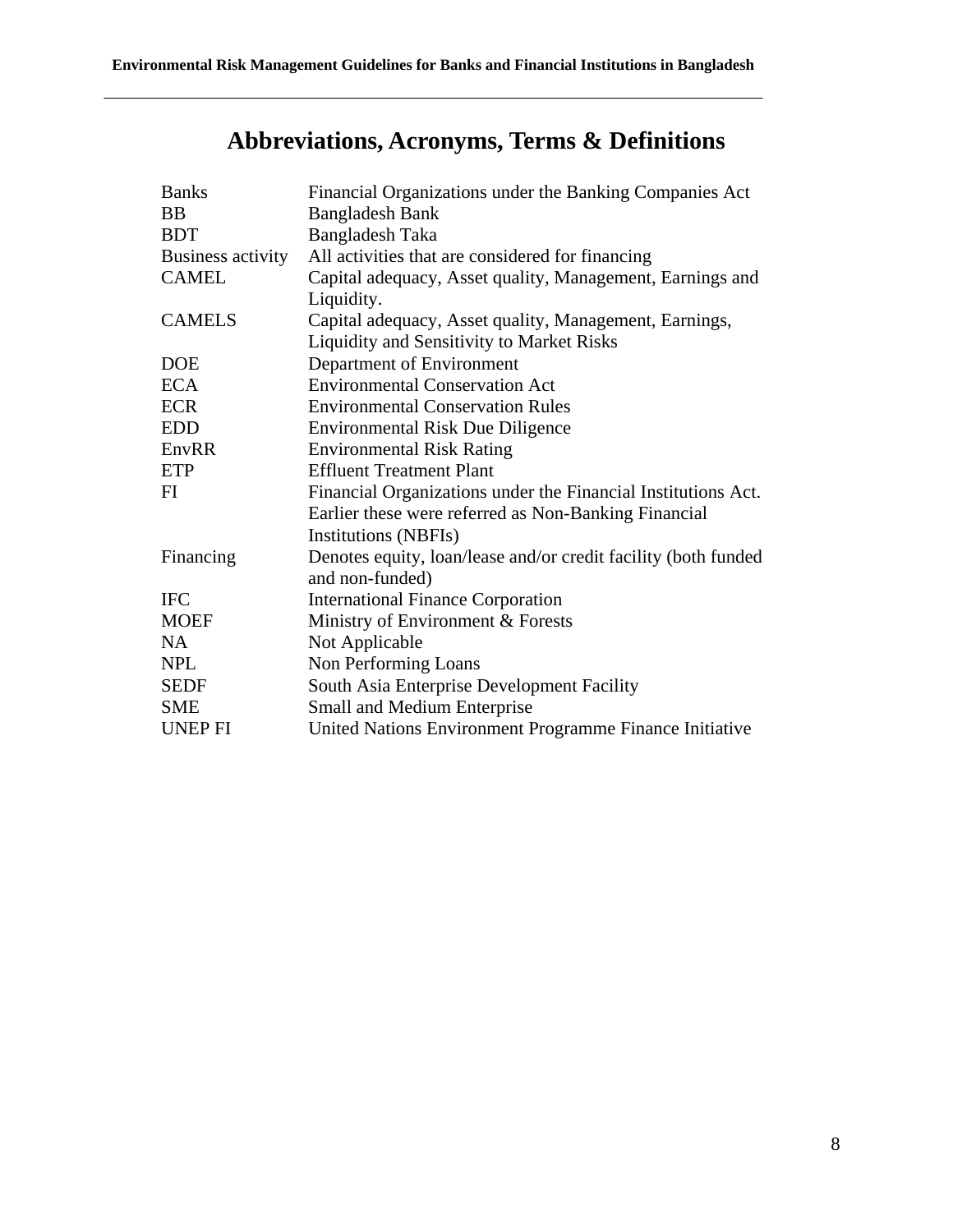# Abbreviations, Acronyms, Terms & Definitions

| | |
|---|---|
| Banks | Financial Organizations under the Banking Companies Act |
| BB | Bangladesh Bank |
| BDT | Bangladesh Taka |
| Business activity | All activities that are considered for financing |
| CAMEL | Capital adequacy, Asset quality, Management, Earnings and Liquidity. |
| CAMELS | Capital adequacy, Asset quality, Management, Earnings, Liquidity and Sensitivity to Market Risks |
| DOE | Department of Environment |
| ECA | Environmental Conservation Act |
| ECR | Environmental Conservation Rules |
| EDD | Environmental Risk Due Diligence |
| EnvRR | Environmental Risk Rating |
| ETP | Effluent Treatment Plant |
| FI | Financial Organizations under the Financial Institutions Act. Earlier these were referred as Non-Banking Financial Institutions (NBFIs) |
| Financing | Denotes equity, loan/lease and/or credit facility (both funded and non-funded) |
| IFC | International Finance Corporation |
| MOEF | Ministry of Environment & Forests |
| NA | Not Applicable |
| NPL | Non Performing Loans |
| SEDF | South Asia Enterprise Development Facility |
| SME | Small and Medium Enterprise |
| UNEP FI | United Nations Environment Programme Finance Initiative |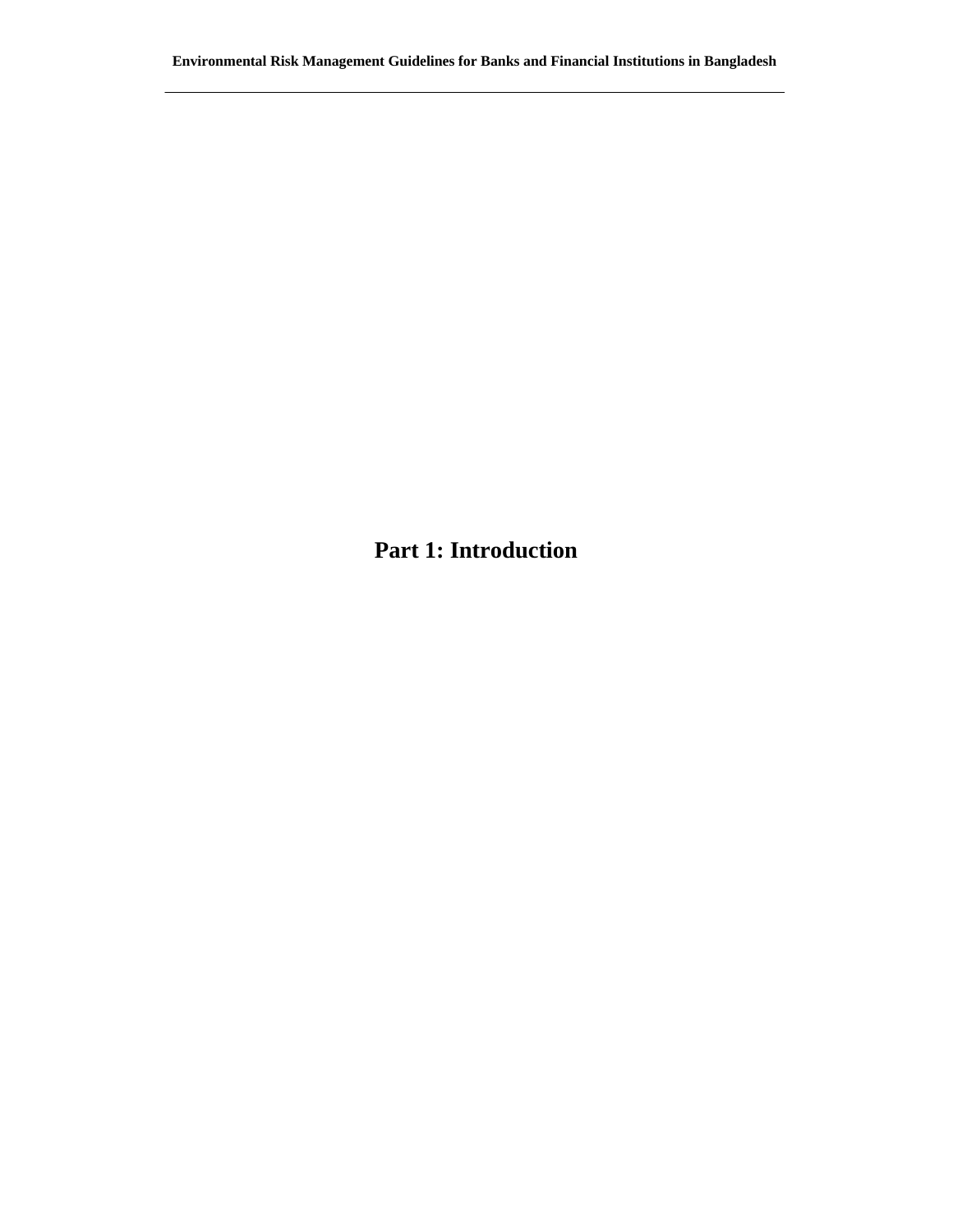# Part 1: Introduction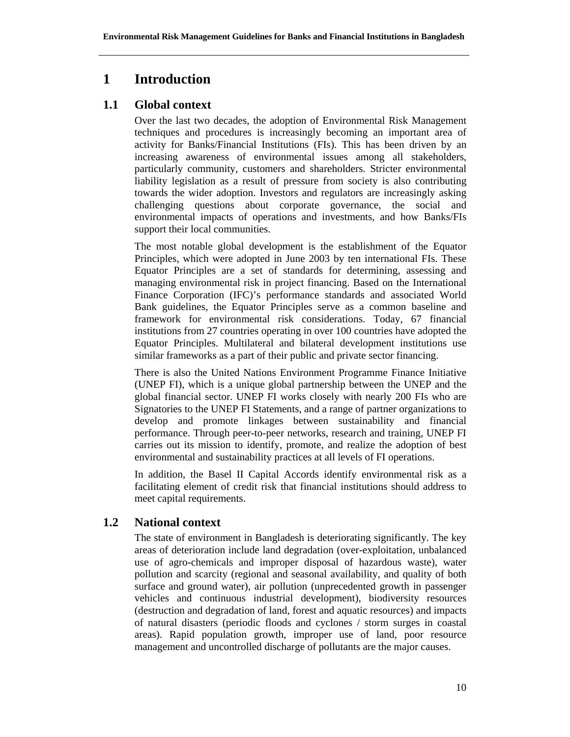# 1 Introduction

## 1.1 Global context

Over the last two decades, the adoption of Environmental Risk Management techniques and procedures is increasingly becoming an important area of activity for Banks/Financial Institutions (FIs). This has been driven by an increasing awareness of environmental issues among all stakeholders, particularly community, customers and shareholders. Stricter environmental liability legislation as a result of pressure from society is also contributing towards the wider adoption. Investors and regulators are increasingly asking challenging questions about corporate governance, the social and environmental impacts of operations and investments, and how Banks/FIs support their local communities.

The most notable global development is the establishment of the Equator Principles, which were adopted in June 2003 by ten international FIs. These Equator Principles are a set of standards for determining, assessing and managing environmental risk in project financing. Based on the International Finance Corporation (IFC)'s performance standards and associated World Bank guidelines, the Equator Principles serve as a common baseline and framework for environmental risk considerations. Today, 67 financial institutions from 27 countries operating in over 100 countries have adopted the Equator Principles. Multilateral and bilateral development institutions use similar frameworks as a part of their public and private sector financing.

There is also the United Nations Environment Programme Finance Initiative (UNEP FI), which is a unique global partnership between the UNEP and the global financial sector. UNEP FI works closely with nearly 200 FIs who are Signatories to the UNEP FI Statements, and a range of partner organizations to develop and promote linkages between sustainability and financial performance. Through peer-to-peer networks, research and training, UNEP FI carries out its mission to identify, promote, and realize the adoption of best environmental and sustainability practices at all levels of FI operations.

In addition, the Basel II Capital Accords identify environmental risk as a facilitating element of credit risk that financial institutions should address to meet capital requirements.

## 1.2 National context

The state of environment in Bangladesh is deteriorating significantly. The key areas of deterioration include land degradation (over-exploitation, unbalanced use of agro-chemicals and improper disposal of hazardous waste), water pollution and scarcity (regional and seasonal availability, and quality of both surface and ground water), air pollution (unprecedented growth in passenger vehicles and continuous industrial development), biodiversity resources (destruction and degradation of land, forest and aquatic resources) and impacts of natural disasters (periodic floods and cyclones / storm surges in coastal areas). Rapid population growth, improper use of land, poor resource management and uncontrolled discharge of pollutants are the major causes.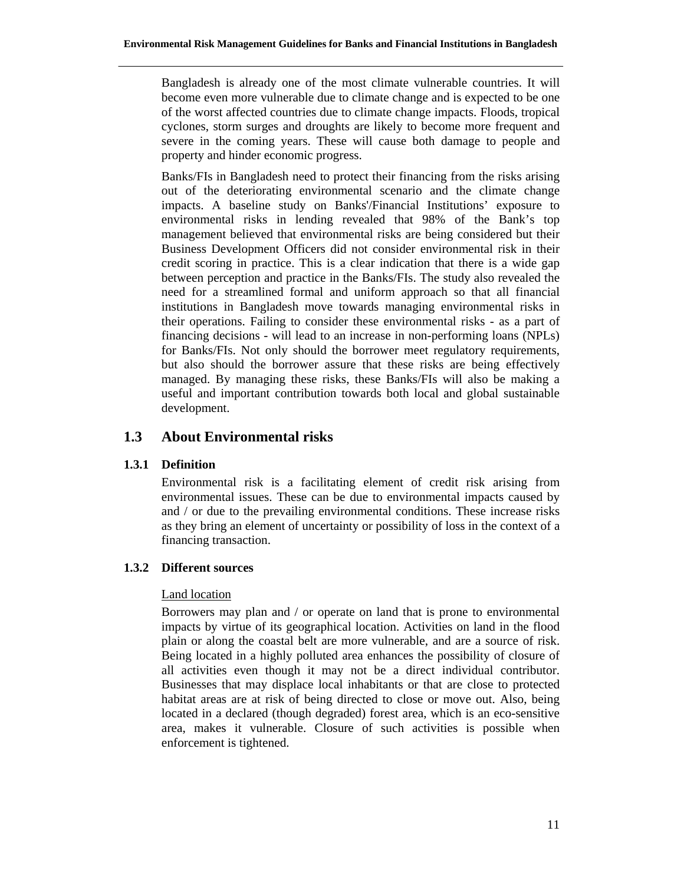Bangladesh is already one of the most climate vulnerable countries. It will become even more vulnerable due to climate change and is expected to be one of the worst affected countries due to climate change impacts. Floods, tropical cyclones, storm surges and droughts are likely to become more frequent and severe in the coming years. These will cause both damage to people and property and hinder economic progress.

Banks/FIs in Bangladesh need to protect their financing from the risks arising out of the deteriorating environmental scenario and the climate change impacts. A baseline study on Banks'/Financial Institutions' exposure to environmental risks in lending revealed that 98% of the Bank's top management believed that environmental risks are being considered but their Business Development Officers did not consider environmental risk in their credit scoring in practice. This is a clear indication that there is a wide gap between perception and practice in the Banks/FIs. The study also revealed the need for a streamlined formal and uniform approach so that all financial institutions in Bangladesh move towards managing environmental risks in their operations. Failing to consider these environmental risks - as a part of financing decisions - will lead to an increase in non-performing loans (NPLs) for Banks/FIs. Not only should the borrower meet regulatory requirements, but also should the borrower assure that these risks are being effectively managed. By managing these risks, these Banks/FIs will also be making a useful and important contribution towards both local and global sustainable development.

## 1.3 About Environmental risks

### 1.3.1 Definition

Environmental risk is a facilitating element of credit risk arising from environmental issues. These can be due to environmental impacts caused by and / or due to the prevailing environmental conditions. These increase risks as they bring an element of uncertainty or possibility of loss in the context of a financing transaction.

### 1.3.2 Different sources

Land location

Borrowers may plan and / or operate on land that is prone to environmental impacts by virtue of its geographical location. Activities on land in the flood plain or along the coastal belt are more vulnerable, and are a source of risk. Being located in a highly polluted area enhances the possibility of closure of all activities even though it may not be a direct individual contributor. Businesses that may displace local inhabitants or that are close to protected habitat areas are at risk of being directed to close or move out. Also, being located in a declared (though degraded) forest area, which is an eco-sensitive area, makes it vulnerable. Closure of such activities is possible when enforcement is tightened.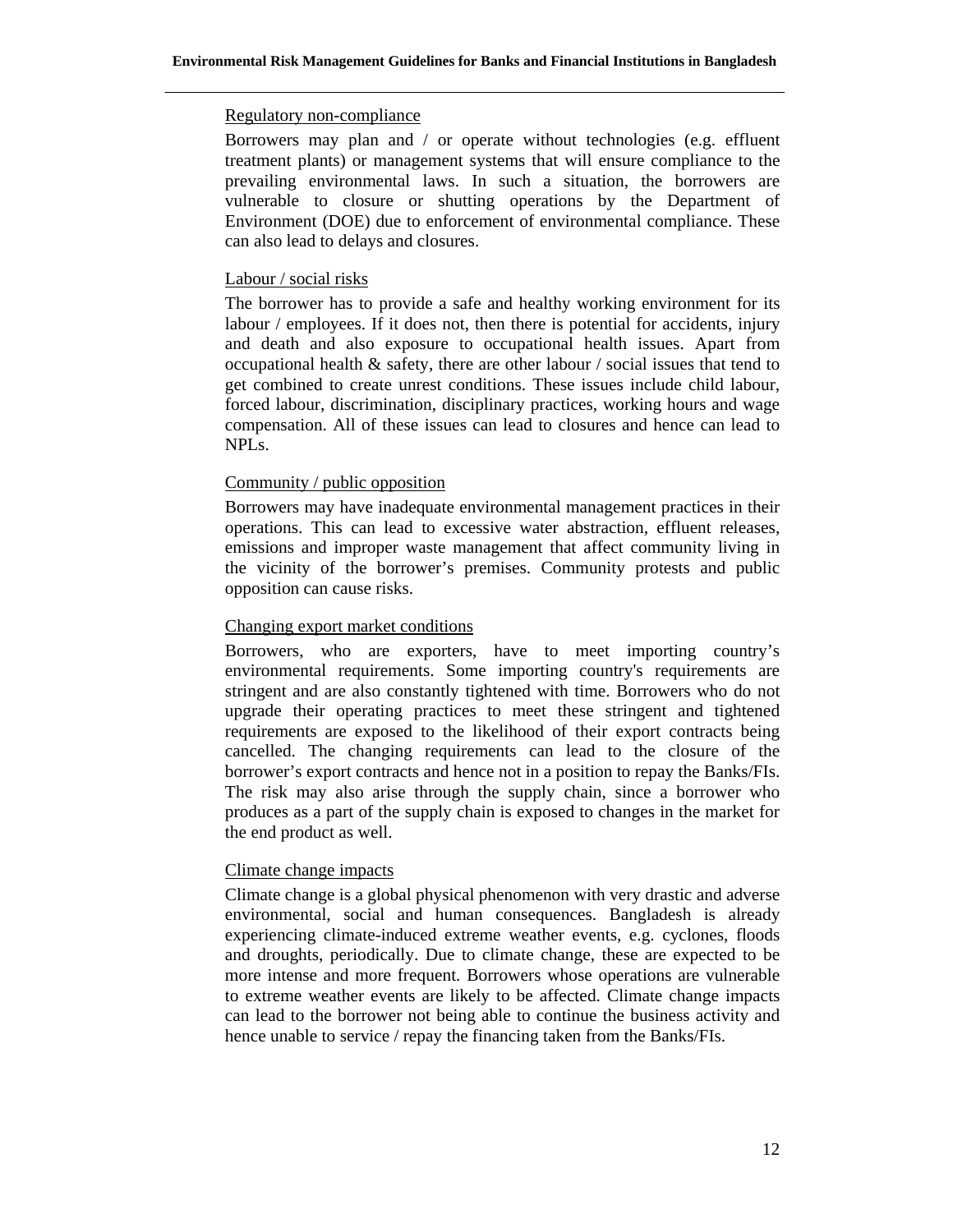Regulatory non-compliance

Borrowers may plan and / or operate without technologies (e.g. effluent treatment plants) or management systems that will ensure compliance to the prevailing environmental laws. In such a situation, the borrowers are vulnerable to closure or shutting operations by the Department of Environment (DOE) due to enforcement of environmental compliance. These can also lead to delays and closures.

Labour / social risks

The borrower has to provide a safe and healthy working environment for its labour / employees. If it does not, then there is potential for accidents, injury and death and also exposure to occupational health issues. Apart from occupational health & safety, there are other labour / social issues that tend to get combined to create unrest conditions. These issues include child labour, forced labour, discrimination, disciplinary practices, working hours and wage compensation. All of these issues can lead to closures and hence can lead to NPLs.

Community / public opposition

Borrowers may have inadequate environmental management practices in their operations. This can lead to excessive water abstraction, effluent releases, emissions and improper waste management that affect community living in the vicinity of the borrower's premises. Community protests and public opposition can cause risks.

Changing export market conditions

Borrowers, who are exporters, have to meet importing country's environmental requirements. Some importing country's requirements are stringent and are also constantly tightened with time. Borrowers who do not upgrade their operating practices to meet these stringent and tightened requirements are exposed to the likelihood of their export contracts being cancelled. The changing requirements can lead to the closure of the borrower's export contracts and hence not in a position to repay the Banks/FIs. The risk may also arise through the supply chain, since a borrower who produces as a part of the supply chain is exposed to changes in the market for the end product as well.

Climate change impacts

Climate change is a global physical phenomenon with very drastic and adverse environmental, social and human consequences. Bangladesh is already experiencing climate-induced extreme weather events, e.g. cyclones, floods and droughts, periodically. Due to climate change, these are expected to be more intense and more frequent. Borrowers whose operations are vulnerable to extreme weather events are likely to be affected. Climate change impacts can lead to the borrower not being able to continue the business activity and hence unable to service / repay the financing taken from the Banks/FIs.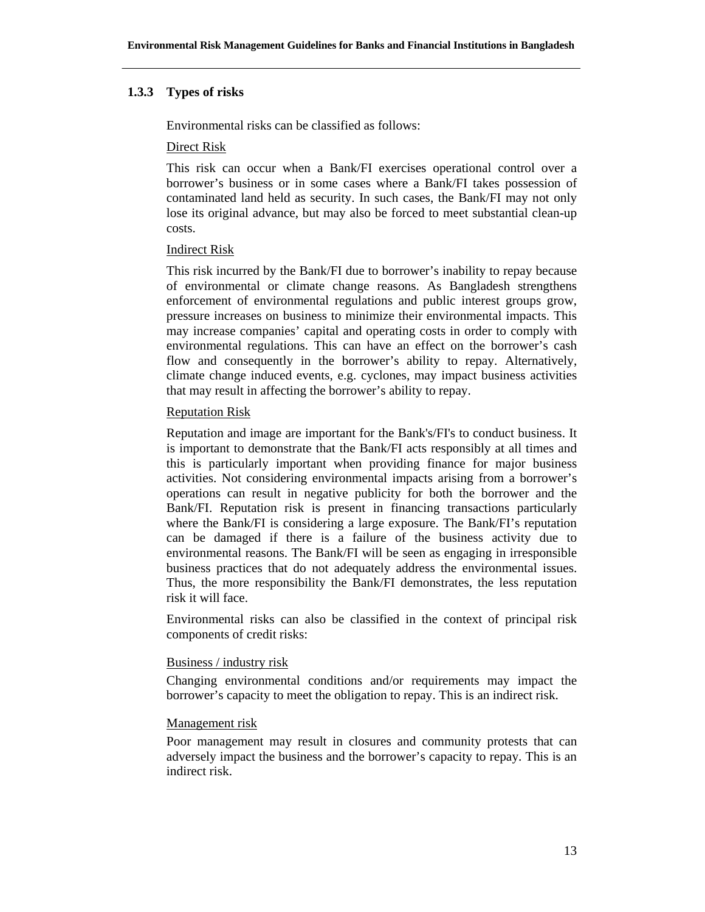### 1.3.3 Types of risks

Environmental risks can be classified as follows:

Direct Risk

This risk can occur when a Bank/FI exercises operational control over a borrower's business or in some cases where a Bank/FI takes possession of contaminated land held as security. In such cases, the Bank/FI may not only lose its original advance, but may also be forced to meet substantial clean-up costs.

Indirect Risk

This risk incurred by the Bank/FI due to borrower's inability to repay because of environmental or climate change reasons. As Bangladesh strengthens enforcement of environmental regulations and public interest groups grow, pressure increases on business to minimize their environmental impacts. This may increase companies' capital and operating costs in order to comply with environmental regulations. This can have an effect on the borrower's cash flow and consequently in the borrower's ability to repay. Alternatively, climate change induced events, e.g. cyclones, may impact business activities that may result in affecting the borrower's ability to repay.

Reputation Risk

Reputation and image are important for the Bank's/FI's to conduct business. It is important to demonstrate that the Bank/FI acts responsibly at all times and this is particularly important when providing finance for major business activities. Not considering environmental impacts arising from a borrower's operations can result in negative publicity for both the borrower and the Bank/FI. Reputation risk is present in financing transactions particularly where the Bank/FI is considering a large exposure. The Bank/FI's reputation can be damaged if there is a failure of the business activity due to environmental reasons. The Bank/FI will be seen as engaging in irresponsible business practices that do not adequately address the environmental issues. Thus, the more responsibility the Bank/FI demonstrates, the less reputation risk it will face.

Environmental risks can also be classified in the context of principal risk components of credit risks:

Business / industry risk

Changing environmental conditions and/or requirements may impact the borrower's capacity to meet the obligation to repay. This is an indirect risk.

Management risk

Poor management may result in closures and community protests that can adversely impact the business and the borrower's capacity to repay. This is an indirect risk.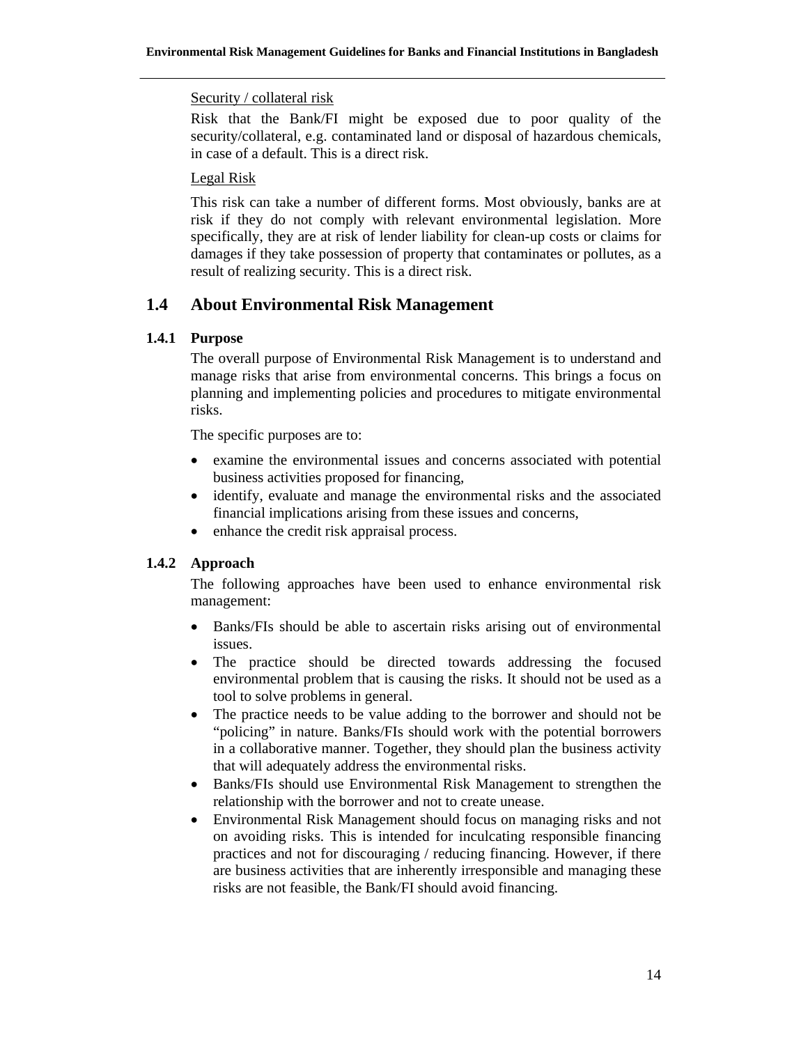<u>Security / collateral risk</u>

Risk that the Bank/FI might be exposed due to poor quality of the security/collateral, e.g. contaminated land or disposal of hazardous chemicals, in case of a default. This is a direct risk.

<u>Legal Risk</u>

This risk can take a number of different forms. Most obviously, banks are at risk if they do not comply with relevant environmental legislation. More specifically, they are at risk of lender liability for clean-up costs or claims for damages if they take possession of property that contaminates or pollutes, as a result of realizing security. This is a direct risk.

## 1.4 About Environmental Risk Management

### 1.4.1 Purpose

The overall purpose of Environmental Risk Management is to understand and manage risks that arise from environmental concerns. This brings a focus on planning and implementing policies and procedures to mitigate environmental risks.

The specific purposes are to:

- examine the environmental issues and concerns associated with potential business activities proposed for financing,
- identify, evaluate and manage the environmental risks and the associated financial implications arising from these issues and concerns,
- enhance the credit risk appraisal process.

### 1.4.2 Approach

The following approaches have been used to enhance environmental risk management:

- Banks/FIs should be able to ascertain risks arising out of environmental issues.
- The practice should be directed towards addressing the focused environmental problem that is causing the risks. It should not be used as a tool to solve problems in general.
- The practice needs to be value adding to the borrower and should not be "policing" in nature. Banks/FIs should work with the potential borrowers in a collaborative manner. Together, they should plan the business activity that will adequately address the environmental risks.
- Banks/FIs should use Environmental Risk Management to strengthen the relationship with the borrower and not to create unease.
- Environmental Risk Management should focus on managing risks and not on avoiding risks. This is intended for inculcating responsible financing practices and not for discouraging / reducing financing. However, if there are business activities that are inherently irresponsible and managing these risks are not feasible, the Bank/FI should avoid financing.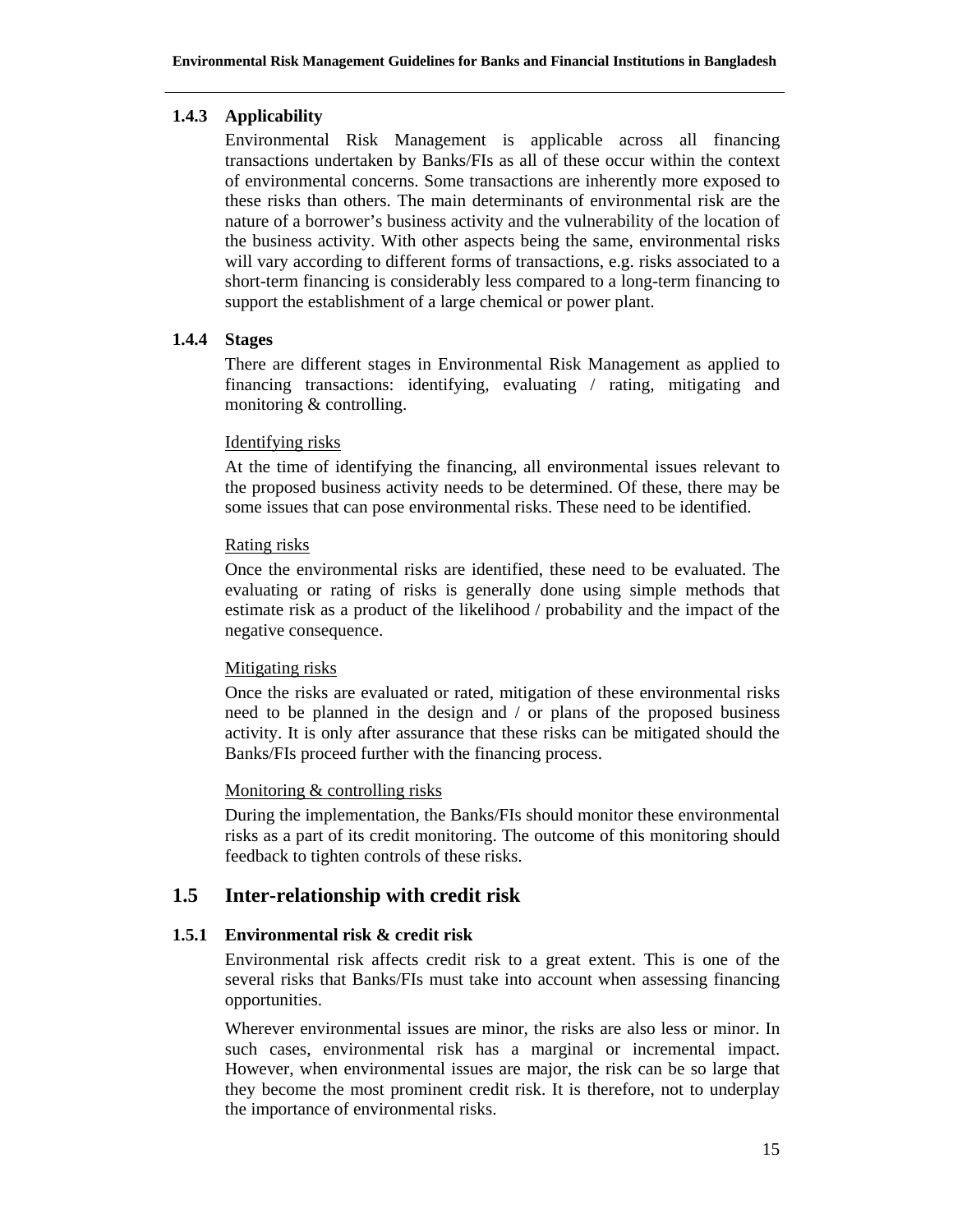#### 1.4.3 Applicability

Environmental Risk Management is applicable across all financing transactions undertaken by Banks/FIs as all of these occur within the context of environmental concerns. Some transactions are inherently more exposed to these risks than others. The main determinants of environmental risk are the nature of a borrower's business activity and the vulnerability of the location of the business activity. With other aspects being the same, environmental risks will vary according to different forms of transactions, e.g. risks associated to a short-term financing is considerably less compared to a long-term financing to support the establishment of a large chemical or power plant.

#### 1.4.4 Stages

There are different stages in Environmental Risk Management as applied to financing transactions: identifying, evaluating / rating, mitigating and monitoring & controlling.

<u>Identifying risks</u>

At the time of identifying the financing, all environmental issues relevant to the proposed business activity needs to be determined. Of these, there may be some issues that can pose environmental risks. These need to be identified.

<u>Rating risks</u>

Once the environmental risks are identified, these need to be evaluated. The evaluating or rating of risks is generally done using simple methods that estimate risk as a product of the likelihood / probability and the impact of the negative consequence.

<u>Mitigating risks</u>

Once the risks are evaluated or rated, mitigation of these environmental risks need to be planned in the design and / or plans of the proposed business activity. It is only after assurance that these risks can be mitigated should the Banks/FIs proceed further with the financing process.

<u>Monitoring & controlling risks</u>

During the implementation, the Banks/FIs should monitor these environmental risks as a part of its credit monitoring. The outcome of this monitoring should feedback to tighten controls of these risks.

## 1.5 Inter-relationship with credit risk

#### 1.5.1 Environmental risk & credit risk

Environmental risk affects credit risk to a great extent. This is one of the several risks that Banks/FIs must take into account when assessing financing opportunities.

Wherever environmental issues are minor, the risks are also less or minor. In such cases, environmental risk has a marginal or incremental impact. However, when environmental issues are major, the risk can be so large that they become the most prominent credit risk. It is therefore, not to underplay the importance of environmental risks.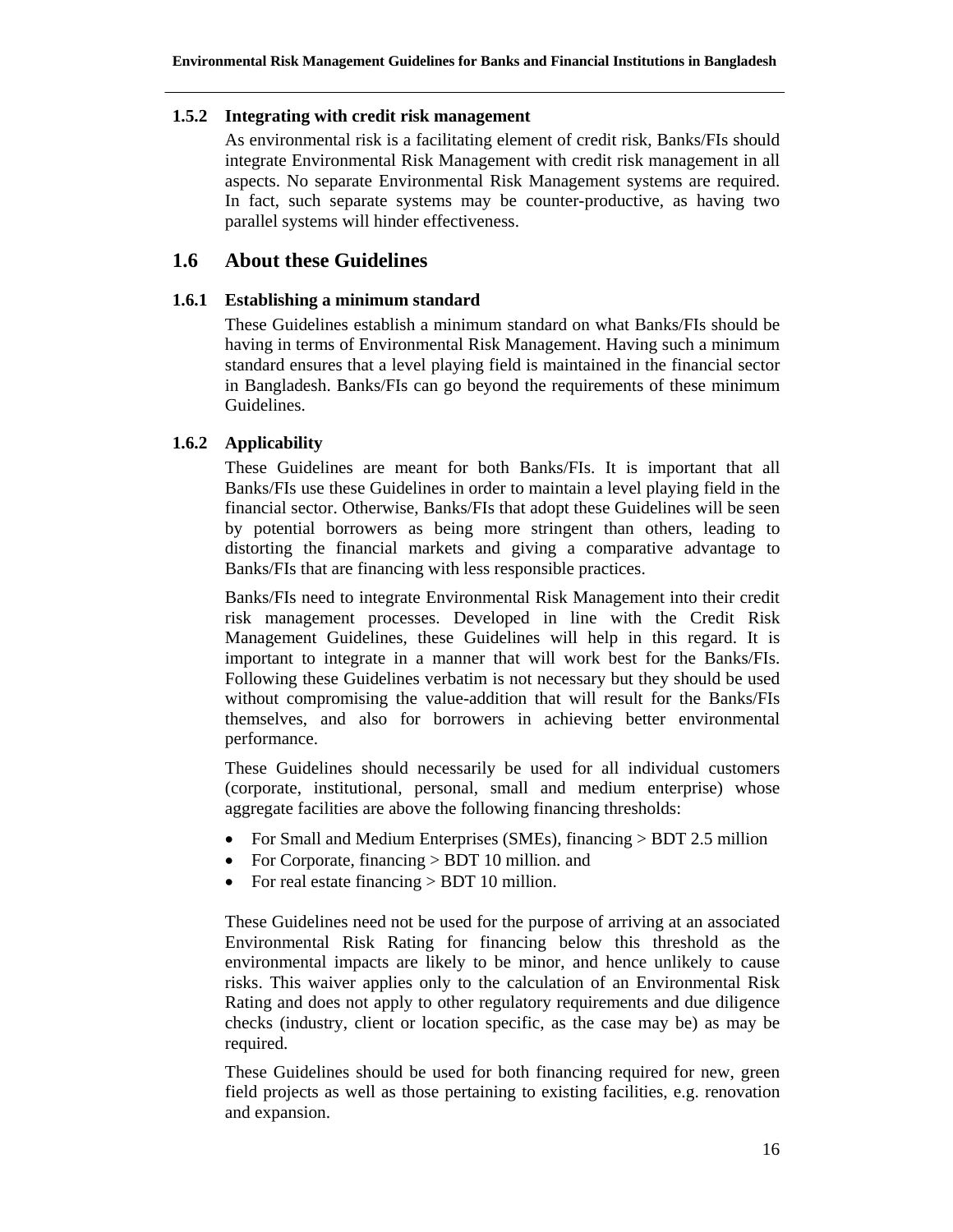### 1.5.2 Integrating with credit risk management

As environmental risk is a facilitating element of credit risk, Banks/FIs should integrate Environmental Risk Management with credit risk management in all aspects. No separate Environmental Risk Management systems are required. In fact, such separate systems may be counter-productive, as having two parallel systems will hinder effectiveness.

## 1.6 About these Guidelines

### 1.6.1 Establishing a minimum standard

These Guidelines establish a minimum standard on what Banks/FIs should be having in terms of Environmental Risk Management. Having such a minimum standard ensures that a level playing field is maintained in the financial sector in Bangladesh. Banks/FIs can go beyond the requirements of these minimum Guidelines.

### 1.6.2 Applicability

These Guidelines are meant for both Banks/FIs. It is important that all Banks/FIs use these Guidelines in order to maintain a level playing field in the financial sector. Otherwise, Banks/FIs that adopt these Guidelines will be seen by potential borrowers as being more stringent than others, leading to distorting the financial markets and giving a comparative advantage to Banks/FIs that are financing with less responsible practices.

Banks/FIs need to integrate Environmental Risk Management into their credit risk management processes. Developed in line with the Credit Risk Management Guidelines, these Guidelines will help in this regard. It is important to integrate in a manner that will work best for the Banks/FIs. Following these Guidelines verbatim is not necessary but they should be used without compromising the value-addition that will result for the Banks/FIs themselves, and also for borrowers in achieving better environmental performance.

These Guidelines should necessarily be used for all individual customers (corporate, institutional, personal, small and medium enterprise) whose aggregate facilities are above the following financing thresholds:

- For Small and Medium Enterprises (SMEs), financing > BDT 2.5 million
- For Corporate, financing > BDT 10 million. and
- For real estate financing > BDT 10 million.

These Guidelines need not be used for the purpose of arriving at an associated Environmental Risk Rating for financing below this threshold as the environmental impacts are likely to be minor, and hence unlikely to cause risks. This waiver applies only to the calculation of an Environmental Risk Rating and does not apply to other regulatory requirements and due diligence checks (industry, client or location specific, as the case may be) as may be required.

These Guidelines should be used for both financing required for new, green field projects as well as those pertaining to existing facilities, e.g. renovation and expansion.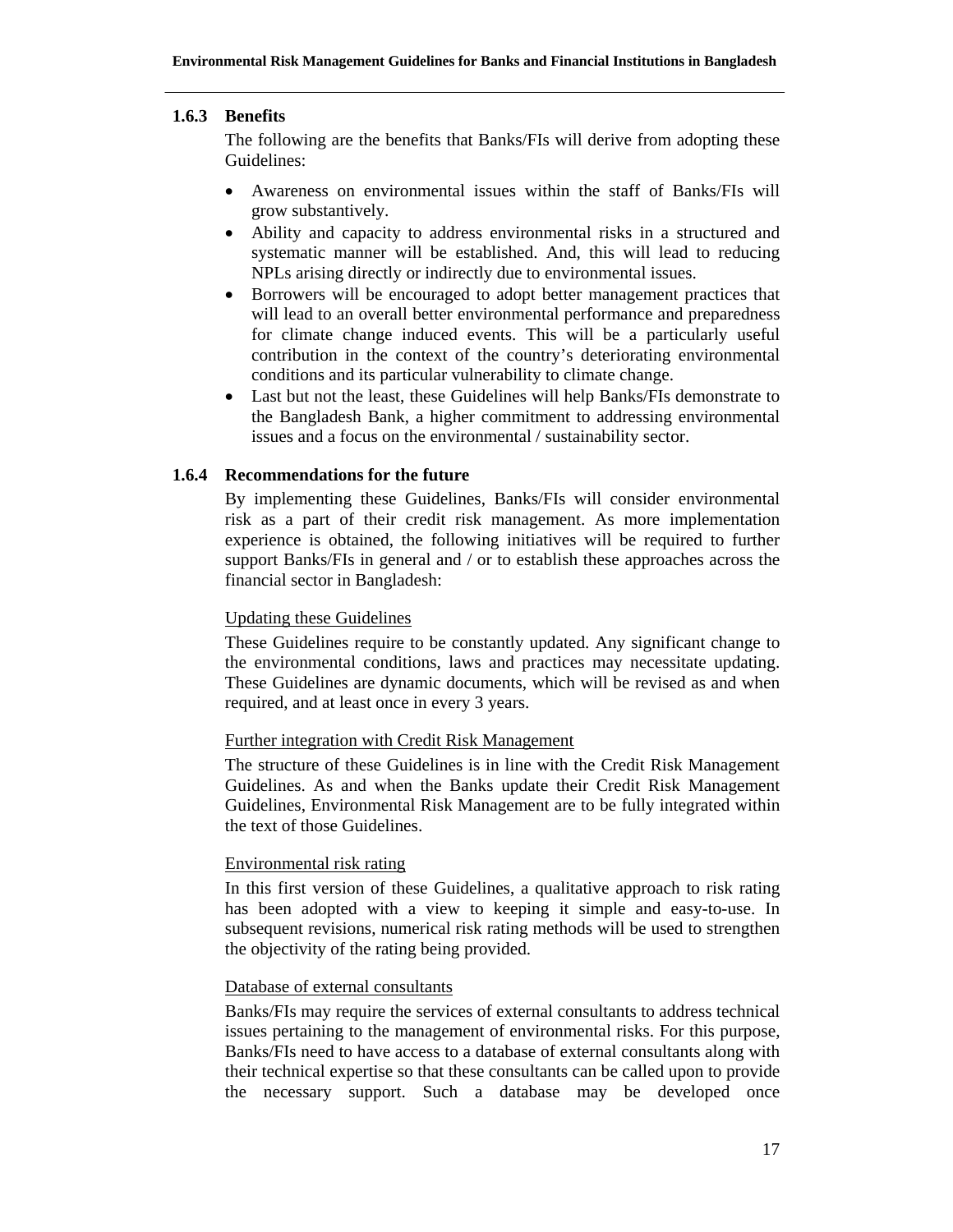### 1.6.3 Benefits

The following are the benefits that Banks/FIs will derive from adopting these Guidelines:

- Awareness on environmental issues within the staff of Banks/FIs will grow substantively.
- Ability and capacity to address environmental risks in a structured and systematic manner will be established. And, this will lead to reducing NPLs arising directly or indirectly due to environmental issues.
- Borrowers will be encouraged to adopt better management practices that will lead to an overall better environmental performance and preparedness for climate change induced events. This will be a particularly useful contribution in the context of the country's deteriorating environmental conditions and its particular vulnerability to climate change.
- Last but not the least, these Guidelines will help Banks/FIs demonstrate to the Bangladesh Bank, a higher commitment to addressing environmental issues and a focus on the environmental / sustainability sector.

### 1.6.4 Recommendations for the future

By implementing these Guidelines, Banks/FIs will consider environmental risk as a part of their credit risk management. As more implementation experience is obtained, the following initiatives will be required to further support Banks/FIs in general and / or to establish these approaches across the financial sector in Bangladesh:

<u>Updating these Guidelines</u>

These Guidelines require to be constantly updated. Any significant change to the environmental conditions, laws and practices may necessitate updating. These Guidelines are dynamic documents, which will be revised as and when required, and at least once in every 3 years.

<u>Further integration with Credit Risk Management</u>

The structure of these Guidelines is in line with the Credit Risk Management Guidelines. As and when the Banks update their Credit Risk Management Guidelines, Environmental Risk Management are to be fully integrated within the text of those Guidelines.

<u>Environmental risk rating</u>

In this first version of these Guidelines, a qualitative approach to risk rating has been adopted with a view to keeping it simple and easy-to-use. In subsequent revisions, numerical risk rating methods will be used to strengthen the objectivity of the rating being provided.

<u>Database of external consultants</u>

Banks/FIs may require the services of external consultants to address technical issues pertaining to the management of environmental risks. For this purpose, Banks/FIs need to have access to a database of external consultants along with their technical expertise so that these consultants can be called upon to provide the necessary support. Such a database may be developed once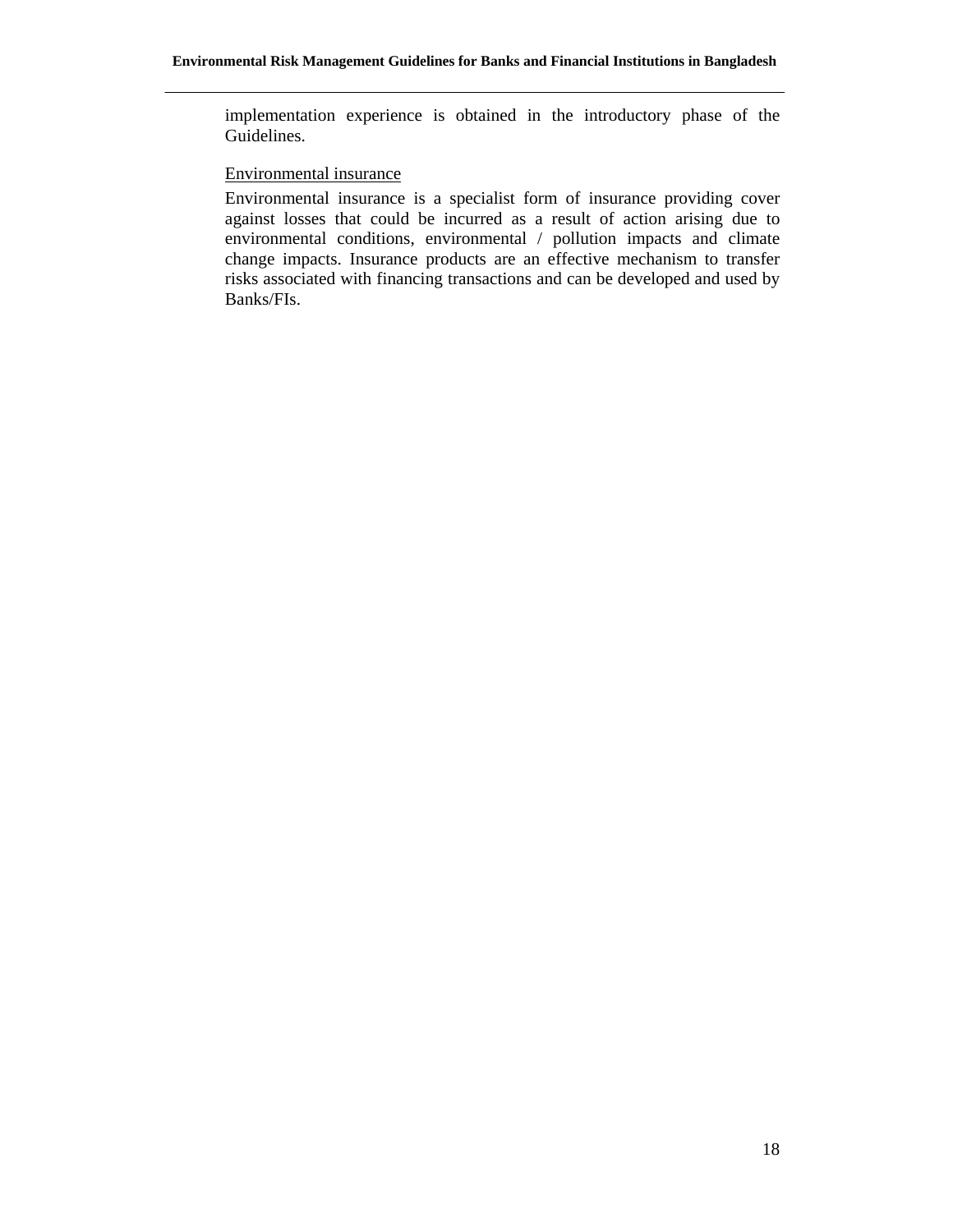implementation experience is obtained in the introductory phase of the Guidelines.

<u>Environmental insurance</u>

Environmental insurance is a specialist form of insurance providing cover against losses that could be incurred as a result of action arising due to environmental conditions, environmental / pollution impacts and climate change impacts. Insurance products are an effective mechanism to transfer risks associated with financing transactions and can be developed and used by Banks/FIs.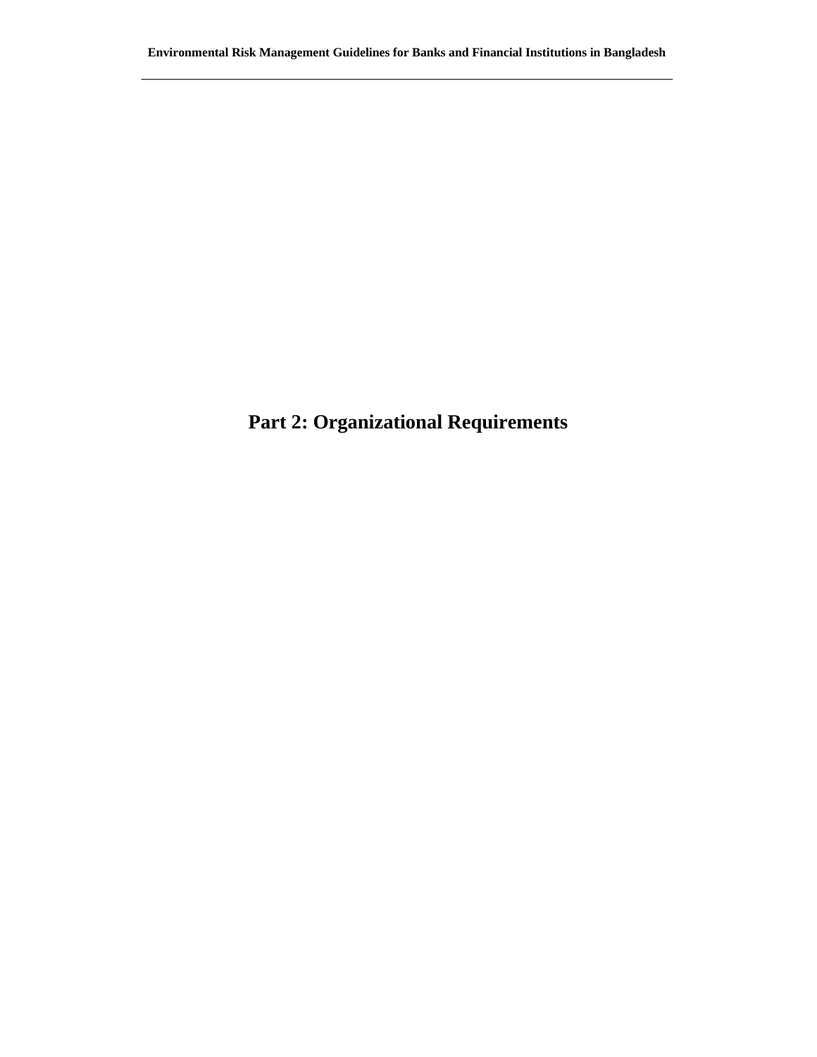# Part 2: Organizational Requirements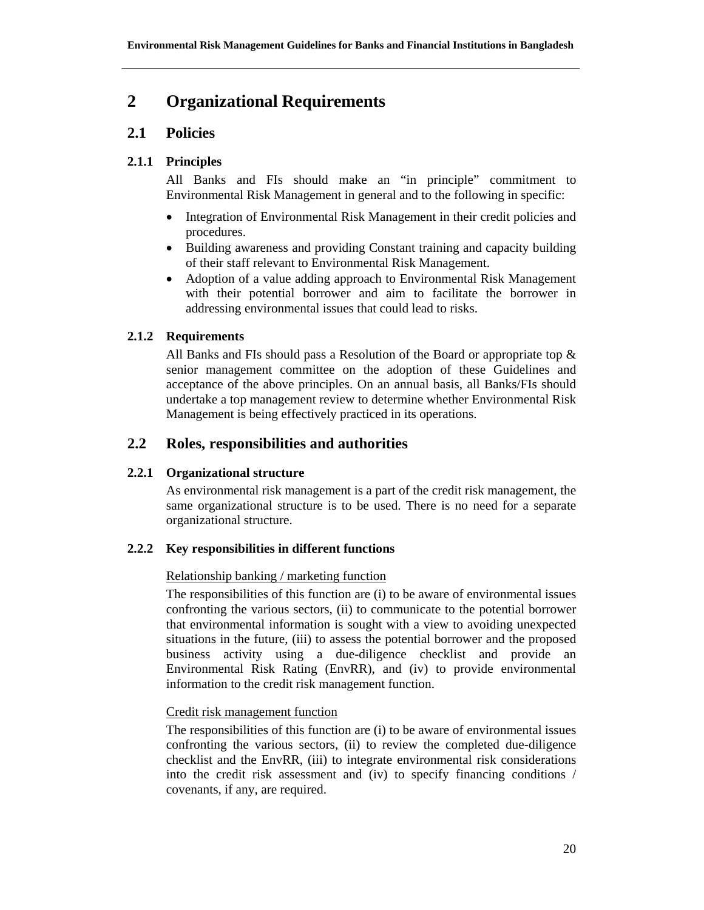# 2 Organizational Requirements

## 2.1 Policies

### 2.1.1 Principles

All Banks and FIs should make an "in principle" commitment to Environmental Risk Management in general and to the following in specific:

- Integration of Environmental Risk Management in their credit policies and procedures.
- Building awareness and providing Constant training and capacity building of their staff relevant to Environmental Risk Management.
- Adoption of a value adding approach to Environmental Risk Management with their potential borrower and aim to facilitate the borrower in addressing environmental issues that could lead to risks.

### 2.1.2 Requirements

All Banks and FIs should pass a Resolution of the Board or appropriate top & senior management committee on the adoption of these Guidelines and acceptance of the above principles. On an annual basis, all Banks/FIs should undertake a top management review to determine whether Environmental Risk Management is being effectively practiced in its operations.

## 2.2 Roles, responsibilities and authorities

### 2.2.1 Organizational structure

As environmental risk management is a part of the credit risk management, the same organizational structure is to be used. There is no need for a separate organizational structure.

### 2.2.2 Key responsibilities in different functions

<u>Relationship banking / marketing function</u>

The responsibilities of this function are (i) to be aware of environmental issues confronting the various sectors, (ii) to communicate to the potential borrower that environmental information is sought with a view to avoiding unexpected situations in the future, (iii) to assess the potential borrower and the proposed business activity using a due-diligence checklist and provide an Environmental Risk Rating (EnvRR), and (iv) to provide environmental information to the credit risk management function.

<u>Credit risk management function</u>

The responsibilities of this function are (i) to be aware of environmental issues confronting the various sectors, (ii) to review the completed due-diligence checklist and the EnvRR, (iii) to integrate environmental risk considerations into the credit risk assessment and (iv) to specify financing conditions / covenants, if any, are required.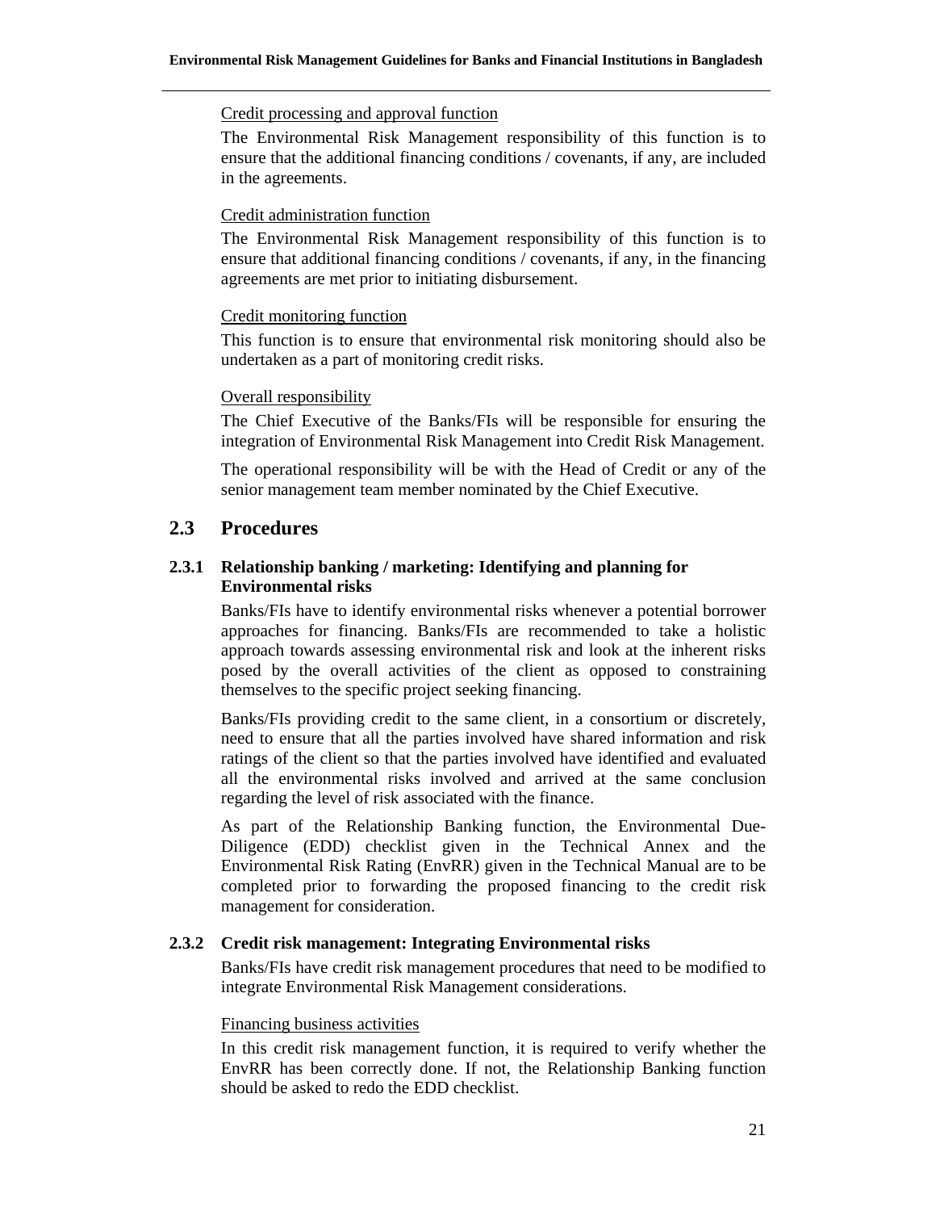Credit processing and approval function

The Environmental Risk Management responsibility of this function is to ensure that the additional financing conditions / covenants, if any, are included in the agreements.

Credit administration function

The Environmental Risk Management responsibility of this function is to ensure that additional financing conditions / covenants, if any, in the financing agreements are met prior to initiating disbursement.

Credit monitoring function

This function is to ensure that environmental risk monitoring should also be undertaken as a part of monitoring credit risks.

Overall responsibility

The Chief Executive of the Banks/FIs will be responsible for ensuring the integration of Environmental Risk Management into Credit Risk Management.

The operational responsibility will be with the Head of Credit or any of the senior management team member nominated by the Chief Executive.

## 2.3 Procedures

### 2.3.1 Relationship banking / marketing: Identifying and planning for Environmental risks

Banks/FIs have to identify environmental risks whenever a potential borrower approaches for financing. Banks/FIs are recommended to take a holistic approach towards assessing environmental risk and look at the inherent risks posed by the overall activities of the client as opposed to constraining themselves to the specific project seeking financing.

Banks/FIs providing credit to the same client, in a consortium or discretely, need to ensure that all the parties involved have shared information and risk ratings of the client so that the parties involved have identified and evaluated all the environmental risks involved and arrived at the same conclusion regarding the level of risk associated with the finance.

As part of the Relationship Banking function, the Environmental Due-Diligence (EDD) checklist given in the Technical Annex and the Environmental Risk Rating (EnvRR) given in the Technical Manual are to be completed prior to forwarding the proposed financing to the credit risk management for consideration.

### 2.3.2 Credit risk management: Integrating Environmental risks

Banks/FIs have credit risk management procedures that need to be modified to integrate Environmental Risk Management considerations.

Financing business activities

In this credit risk management function, it is required to verify whether the EnvRR has been correctly done. If not, the Relationship Banking function should be asked to redo the EDD checklist.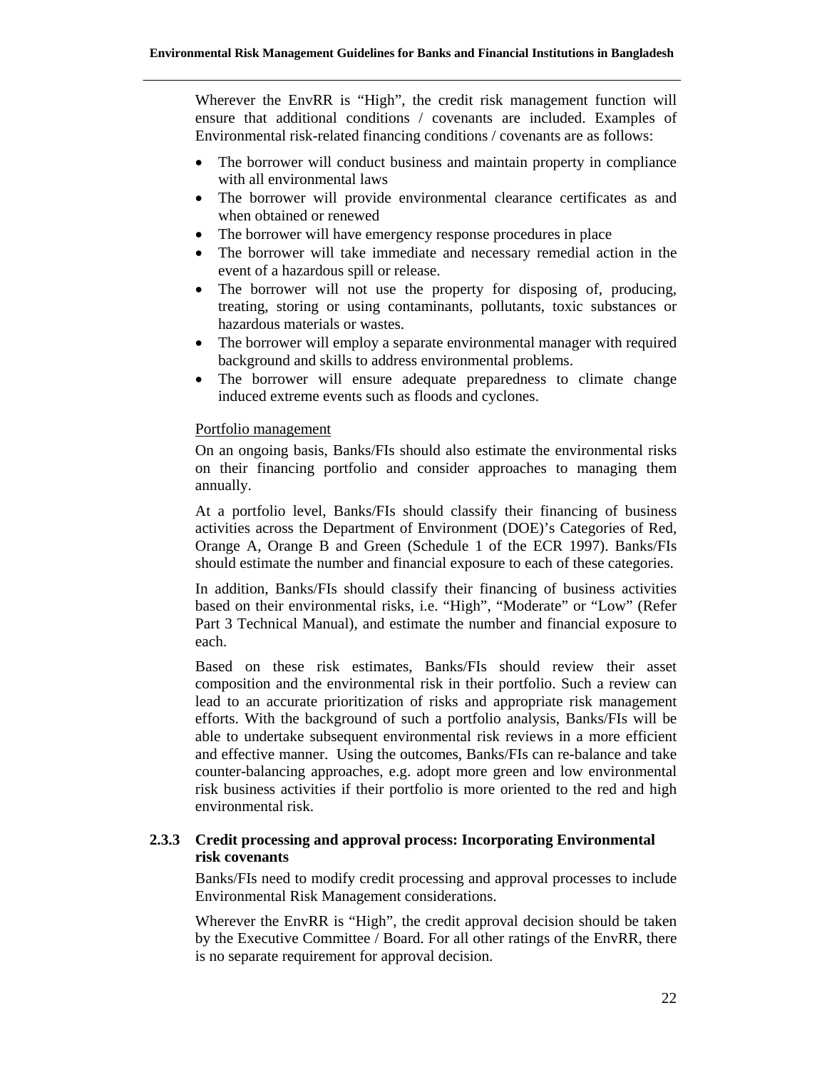Wherever the EnvRR is "High", the credit risk management function will ensure that additional conditions / covenants are included. Examples of Environmental risk-related financing conditions / covenants are as follows:

- The borrower will conduct business and maintain property in compliance with all environmental laws
- The borrower will provide environmental clearance certificates as and when obtained or renewed
- The borrower will have emergency response procedures in place
- The borrower will take immediate and necessary remedial action in the event of a hazardous spill or release.
- The borrower will not use the property for disposing of, producing, treating, storing or using contaminants, pollutants, toxic substances or hazardous materials or wastes.
- The borrower will employ a separate environmental manager with required background and skills to address environmental problems.
- The borrower will ensure adequate preparedness to climate change induced extreme events such as floods and cyclones.

<u>Portfolio management</u>

On an ongoing basis, Banks/FIs should also estimate the environmental risks on their financing portfolio and consider approaches to managing them annually.

At a portfolio level, Banks/FIs should classify their financing of business activities across the Department of Environment (DOE)'s Categories of Red, Orange A, Orange B and Green (Schedule 1 of the ECR 1997). Banks/FIs should estimate the number and financial exposure to each of these categories.

In addition, Banks/FIs should classify their financing of business activities based on their environmental risks, i.e. "High", "Moderate" or "Low" (Refer Part 3 Technical Manual), and estimate the number and financial exposure to each.

Based on these risk estimates, Banks/FIs should review their asset composition and the environmental risk in their portfolio. Such a review can lead to an accurate prioritization of risks and appropriate risk management efforts. With the background of such a portfolio analysis, Banks/FIs will be able to undertake subsequent environmental risk reviews in a more efficient and effective manner. Using the outcomes, Banks/FIs can re-balance and take counter-balancing approaches, e.g. adopt more green and low environmental risk business activities if their portfolio is more oriented to the red and high environmental risk.

### 2.3.3 Credit processing and approval process: Incorporating Environmental risk covenants

Banks/FIs need to modify credit processing and approval processes to include Environmental Risk Management considerations.

Wherever the EnvRR is "High", the credit approval decision should be taken by the Executive Committee / Board. For all other ratings of the EnvRR, there is no separate requirement for approval decision.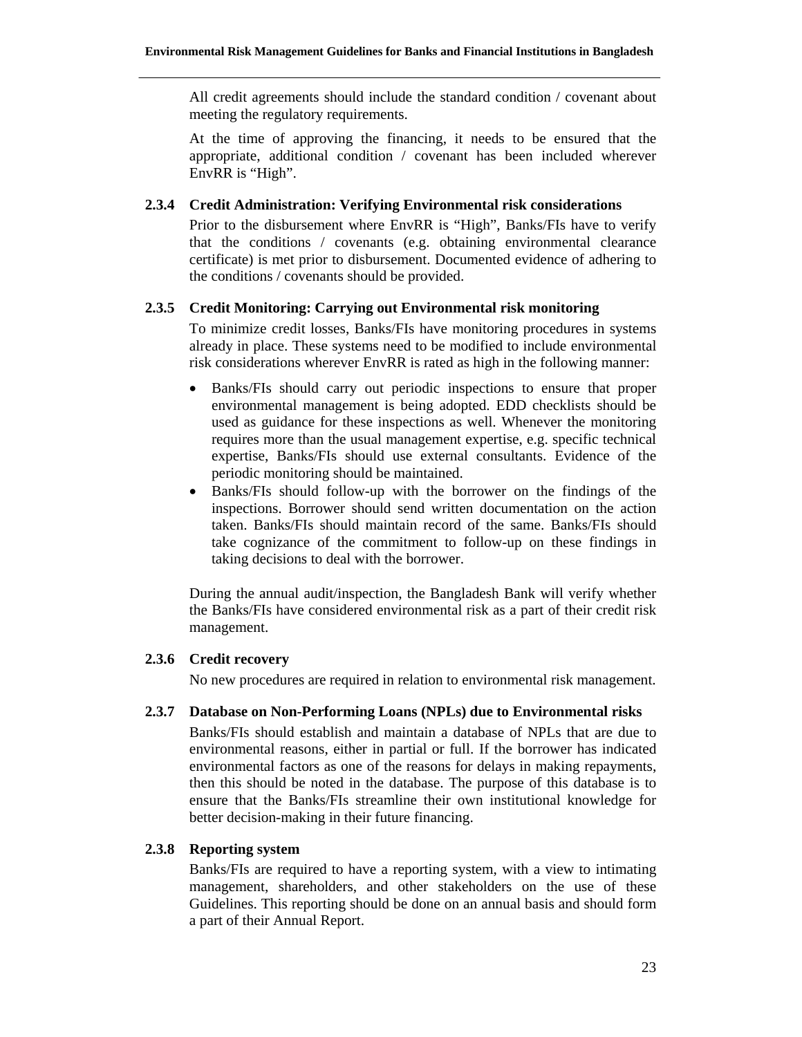All credit agreements should include the standard condition / covenant about meeting the regulatory requirements.

At the time of approving the financing, it needs to be ensured that the appropriate, additional condition / covenant has been included wherever EnvRR is "High".

### 2.3.4 Credit Administration: Verifying Environmental risk considerations

Prior to the disbursement where EnvRR is "High", Banks/FIs have to verify that the conditions / covenants (e.g. obtaining environmental clearance certificate) is met prior to disbursement. Documented evidence of adhering to the conditions / covenants should be provided.

### 2.3.5 Credit Monitoring: Carrying out Environmental risk monitoring

To minimize credit losses, Banks/FIs have monitoring procedures in systems already in place. These systems need to be modified to include environmental risk considerations wherever EnvRR is rated as high in the following manner:

- Banks/FIs should carry out periodic inspections to ensure that proper environmental management is being adopted. EDD checklists should be used as guidance for these inspections as well. Whenever the monitoring requires more than the usual management expertise, e.g. specific technical expertise, Banks/FIs should use external consultants. Evidence of the periodic monitoring should be maintained.
- Banks/FIs should follow-up with the borrower on the findings of the inspections. Borrower should send written documentation on the action taken. Banks/FIs should maintain record of the same. Banks/FIs should take cognizance of the commitment to follow-up on these findings in taking decisions to deal with the borrower.

During the annual audit/inspection, the Bangladesh Bank will verify whether the Banks/FIs have considered environmental risk as a part of their credit risk management.

### 2.3.6 Credit recovery

No new procedures are required in relation to environmental risk management.

### 2.3.7 Database on Non-Performing Loans (NPLs) due to Environmental risks

Banks/FIs should establish and maintain a database of NPLs that are due to environmental reasons, either in partial or full. If the borrower has indicated environmental factors as one of the reasons for delays in making repayments, then this should be noted in the database. The purpose of this database is to ensure that the Banks/FIs streamline their own institutional knowledge for better decision-making in their future financing.

### 2.3.8 Reporting system

Banks/FIs are required to have a reporting system, with a view to intimating management, shareholders, and other stakeholders on the use of these Guidelines. This reporting should be done on an annual basis and should form a part of their Annual Report.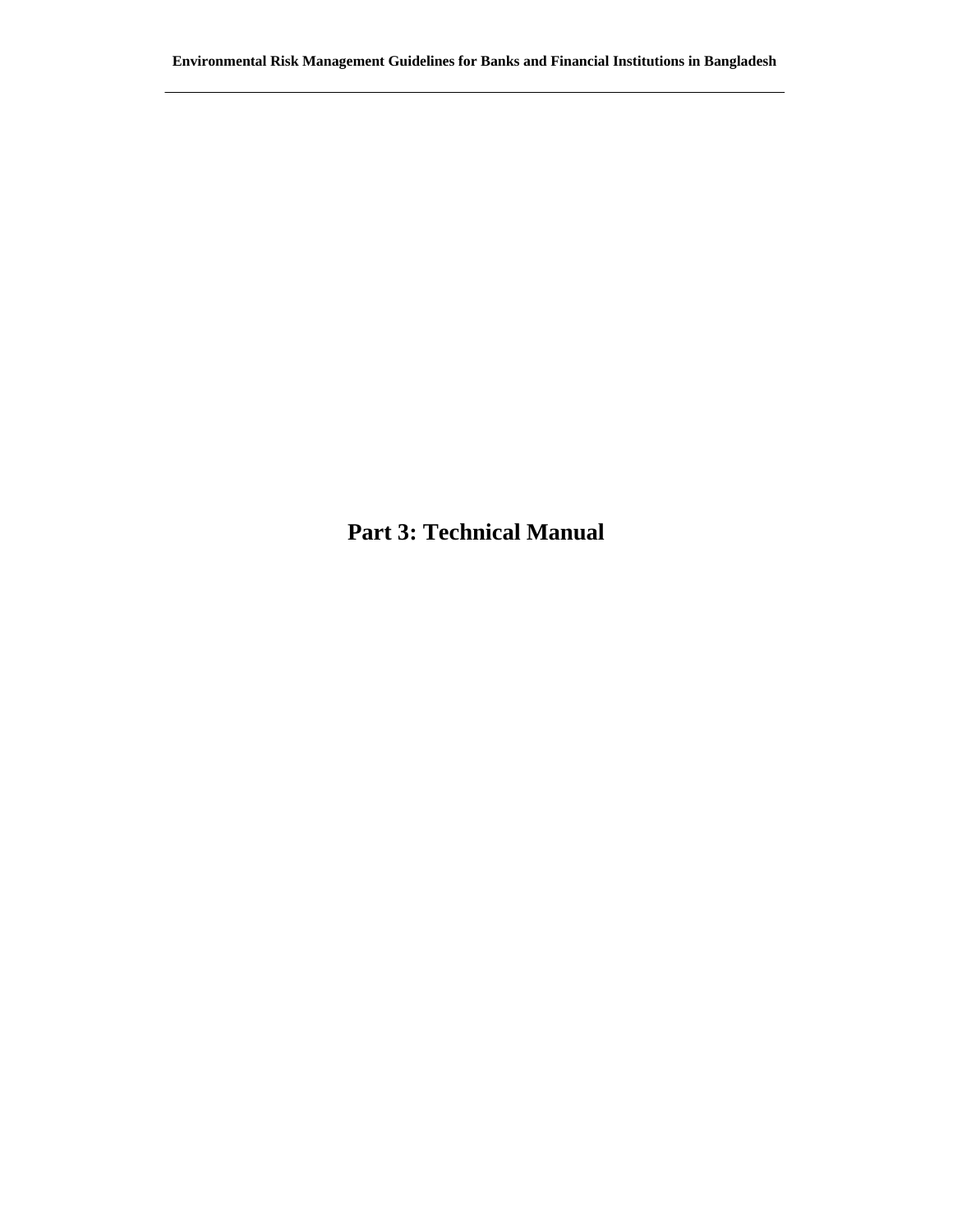# Part 3: Technical Manual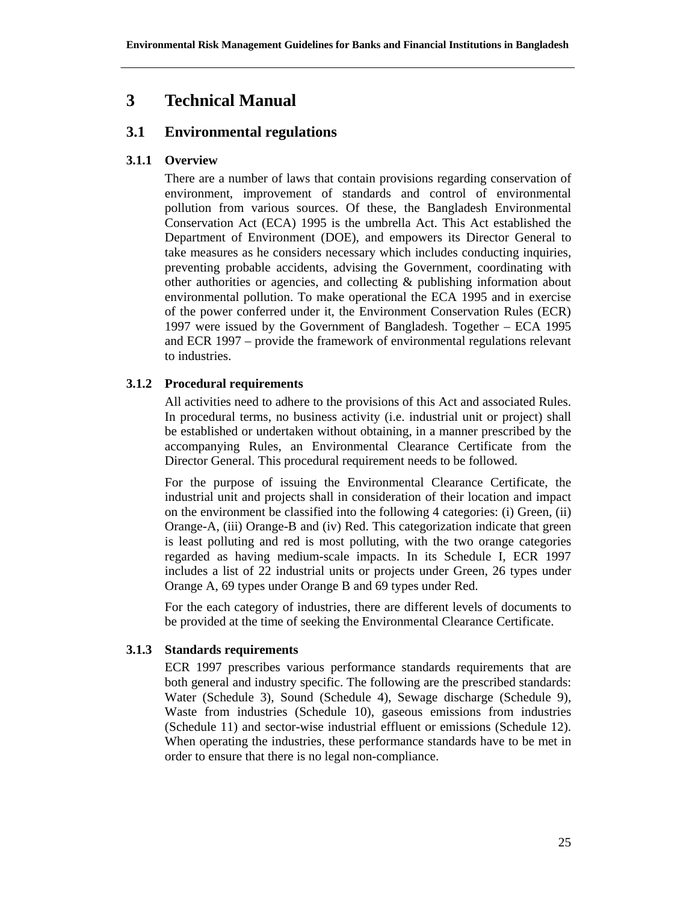# 3 Technical Manual

## 3.1 Environmental regulations

### 3.1.1 Overview

There are a number of laws that contain provisions regarding conservation of environment, improvement of standards and control of environmental pollution from various sources. Of these, the Bangladesh Environmental Conservation Act (ECA) 1995 is the umbrella Act. This Act established the Department of Environment (DOE), and empowers its Director General to take measures as he considers necessary which includes conducting inquiries, preventing probable accidents, advising the Government, coordinating with other authorities or agencies, and collecting & publishing information about environmental pollution. To make operational the ECA 1995 and in exercise of the power conferred under it, the Environment Conservation Rules (ECR) 1997 were issued by the Government of Bangladesh. Together – ECA 1995 and ECR 1997 – provide the framework of environmental regulations relevant to industries.

### 3.1.2 Procedural requirements

All activities need to adhere to the provisions of this Act and associated Rules. In procedural terms, no business activity (i.e. industrial unit or project) shall be established or undertaken without obtaining, in a manner prescribed by the accompanying Rules, an Environmental Clearance Certificate from the Director General. This procedural requirement needs to be followed.

For the purpose of issuing the Environmental Clearance Certificate, the industrial unit and projects shall in consideration of their location and impact on the environment be classified into the following 4 categories: (i) Green, (ii) Orange-A, (iii) Orange-B and (iv) Red. This categorization indicate that green is least polluting and red is most polluting, with the two orange categories regarded as having medium-scale impacts. In its Schedule I, ECR 1997 includes a list of 22 industrial units or projects under Green, 26 types under Orange A, 69 types under Orange B and 69 types under Red.

For the each category of industries, there are different levels of documents to be provided at the time of seeking the Environmental Clearance Certificate.

### 3.1.3 Standards requirements

ECR 1997 prescribes various performance standards requirements that are both general and industry specific. The following are the prescribed standards: Water (Schedule 3), Sound (Schedule 4), Sewage discharge (Schedule 9), Waste from industries (Schedule 10), gaseous emissions from industries (Schedule 11) and sector-wise industrial effluent or emissions (Schedule 12). When operating the industries, these performance standards have to be met in order to ensure that there is no legal non-compliance.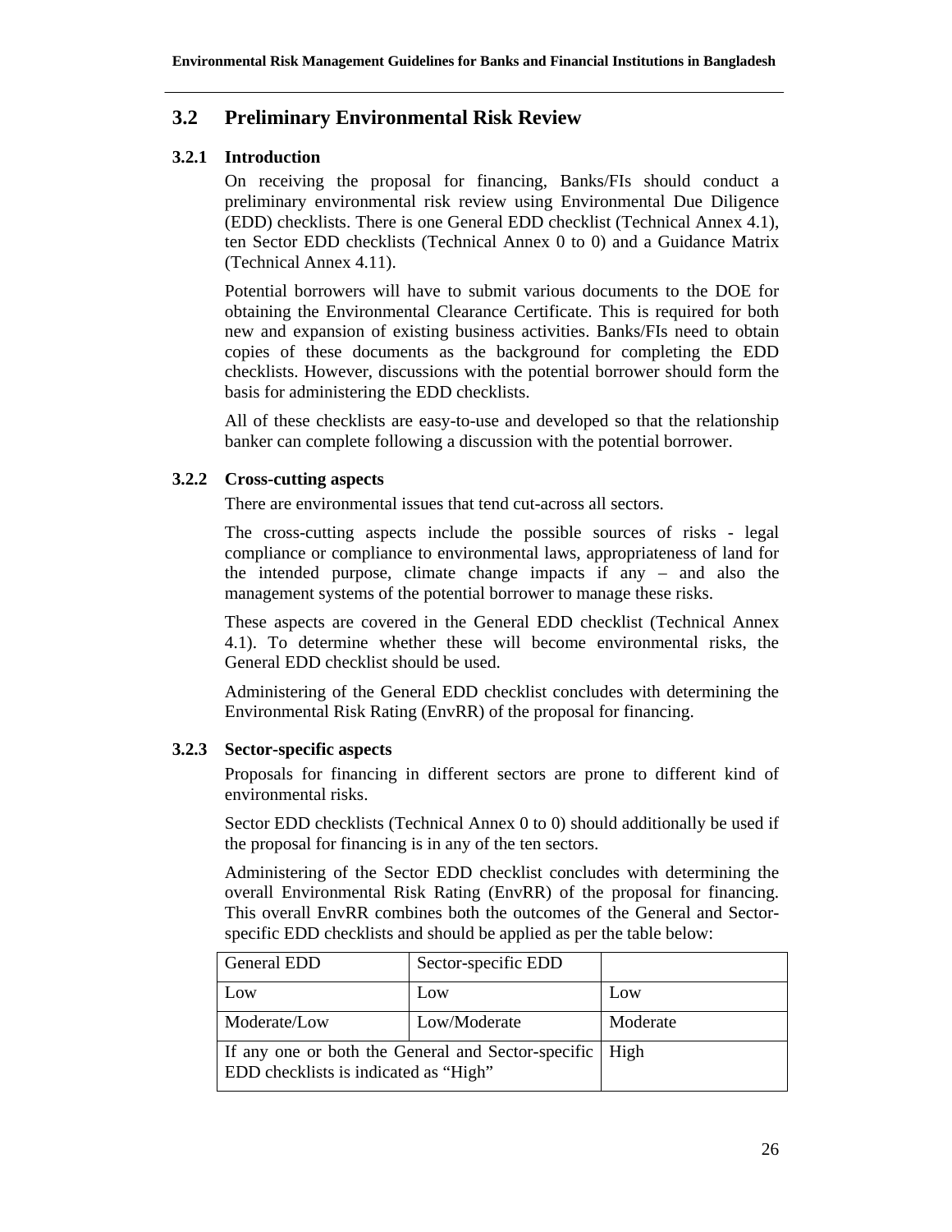## 3.2 Preliminary Environmental Risk Review

### 3.2.1 Introduction

On receiving the proposal for financing, Banks/FIs should conduct a preliminary environmental risk review using Environmental Due Diligence (EDD) checklists. There is one General EDD checklist (Technical Annex 4.1), ten Sector EDD checklists (Technical Annex 0 to 0) and a Guidance Matrix (Technical Annex 4.11).

Potential borrowers will have to submit various documents to the DOE for obtaining the Environmental Clearance Certificate. This is required for both new and expansion of existing business activities. Banks/FIs need to obtain copies of these documents as the background for completing the EDD checklists. However, discussions with the potential borrower should form the basis for administering the EDD checklists.

All of these checklists are easy-to-use and developed so that the relationship banker can complete following a discussion with the potential borrower.

### 3.2.2 Cross-cutting aspects

There are environmental issues that tend cut-across all sectors.

The cross-cutting aspects include the possible sources of risks - legal compliance or compliance to environmental laws, appropriateness of land for the intended purpose, climate change impacts if any – and also the management systems of the potential borrower to manage these risks.

These aspects are covered in the General EDD checklist (Technical Annex 4.1). To determine whether these will become environmental risks, the General EDD checklist should be used.

Administering of the General EDD checklist concludes with determining the Environmental Risk Rating (EnvRR) of the proposal for financing.

### 3.2.3 Sector-specific aspects

Proposals for financing in different sectors are prone to different kind of environmental risks.

Sector EDD checklists (Technical Annex 0 to 0) should additionally be used if the proposal for financing is in any of the ten sectors.

Administering of the Sector EDD checklist concludes with determining the overall Environmental Risk Rating (EnvRR) of the proposal for financing. This overall EnvRR combines both the outcomes of the General and Sector-specific EDD checklists and should be applied as per the table below:

| General EDD | Sector-specific EDD | |
|---|---|---|
| Low | Low | Low |
| Moderate/Low | Low/Moderate | Moderate |
| If any one or both the General and Sector-specific EDD checklists is indicated as "High" | | High |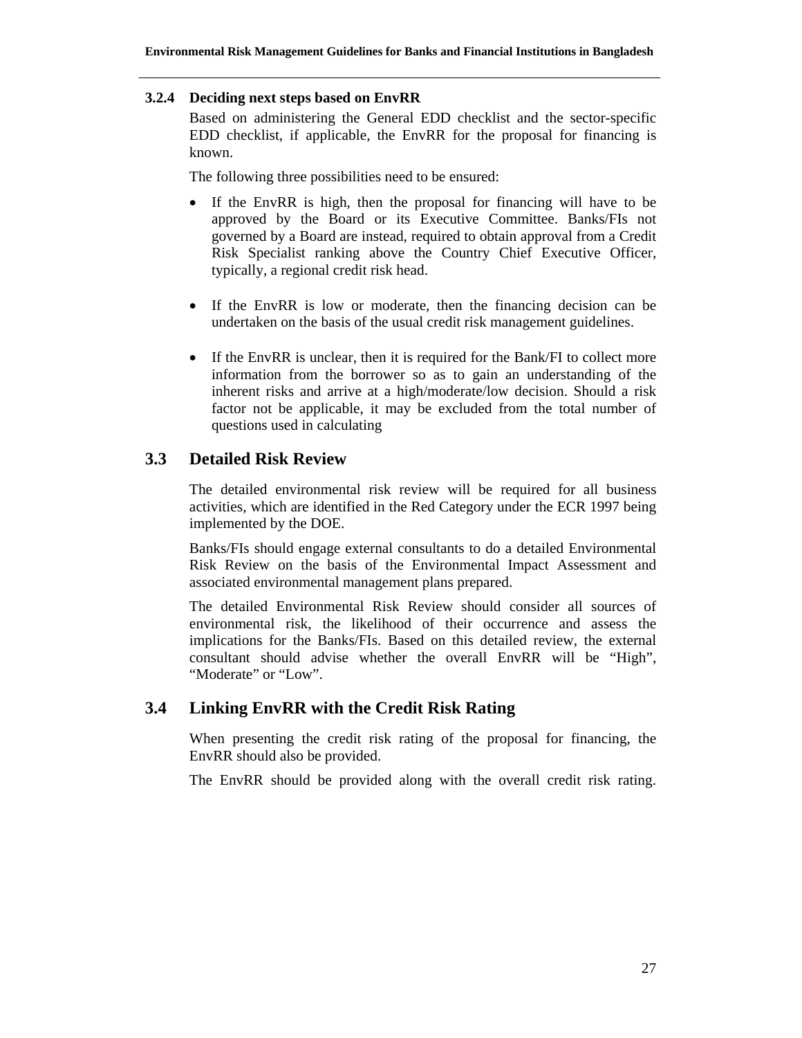### 3.2.4 Deciding next steps based on EnvRR

Based on administering the General EDD checklist and the sector-specific EDD checklist, if applicable, the EnvRR for the proposal for financing is known.

The following three possibilities need to be ensured:

- If the EnvRR is high, then the proposal for financing will have to be approved by the Board or its Executive Committee. Banks/FIs not governed by a Board are instead, required to obtain approval from a Credit Risk Specialist ranking above the Country Chief Executive Officer, typically, a regional credit risk head.

- If the EnvRR is low or moderate, then the financing decision can be undertaken on the basis of the usual credit risk management guidelines.

- If the EnvRR is unclear, then it is required for the Bank/FI to collect more information from the borrower so as to gain an understanding of the inherent risks and arrive at a high/moderate/low decision. Should a risk factor not be applicable, it may be excluded from the total number of questions used in calculating

## 3.3 Detailed Risk Review

The detailed environmental risk review will be required for all business activities, which are identified in the Red Category under the ECR 1997 being implemented by the DOE.

Banks/FIs should engage external consultants to do a detailed Environmental Risk Review on the basis of the Environmental Impact Assessment and associated environmental management plans prepared.

The detailed Environmental Risk Review should consider all sources of environmental risk, the likelihood of their occurrence and assess the implications for the Banks/FIs. Based on this detailed review, the external consultant should advise whether the overall EnvRR will be "High", "Moderate" or "Low".

## 3.4 Linking EnvRR with the Credit Risk Rating

When presenting the credit risk rating of the proposal for financing, the EnvRR should also be provided.

The EnvRR should be provided along with the overall credit risk rating.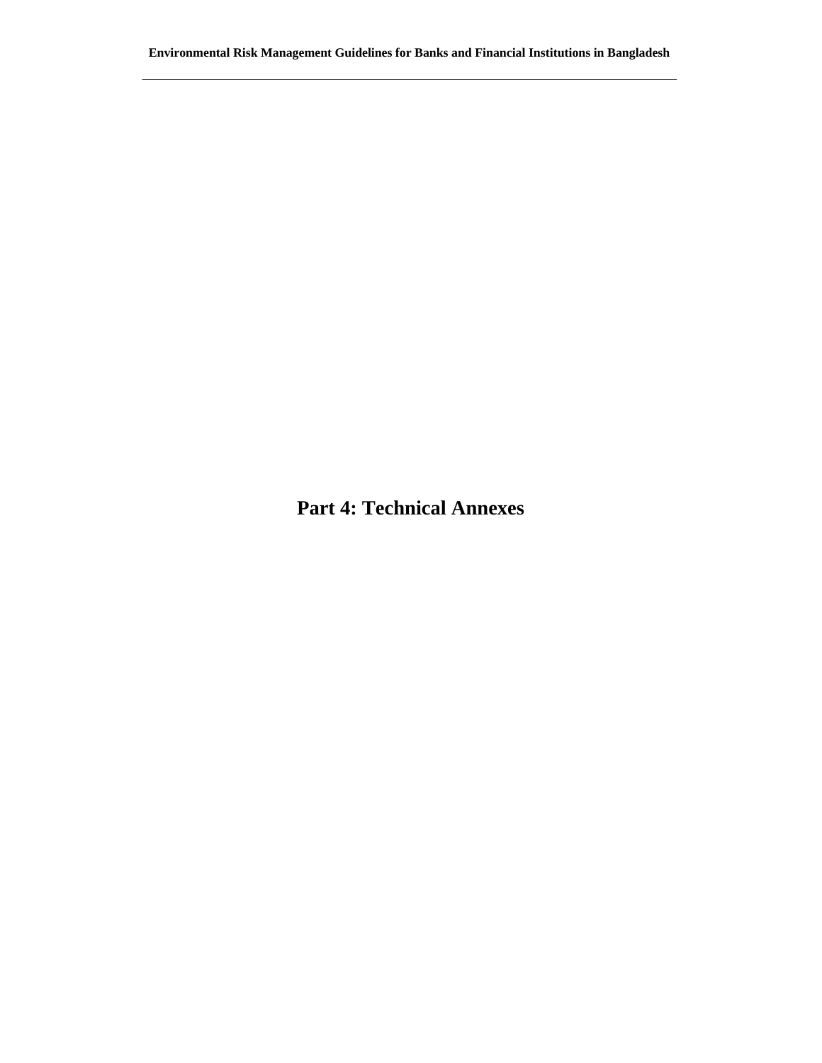# Part 4: Technical Annexes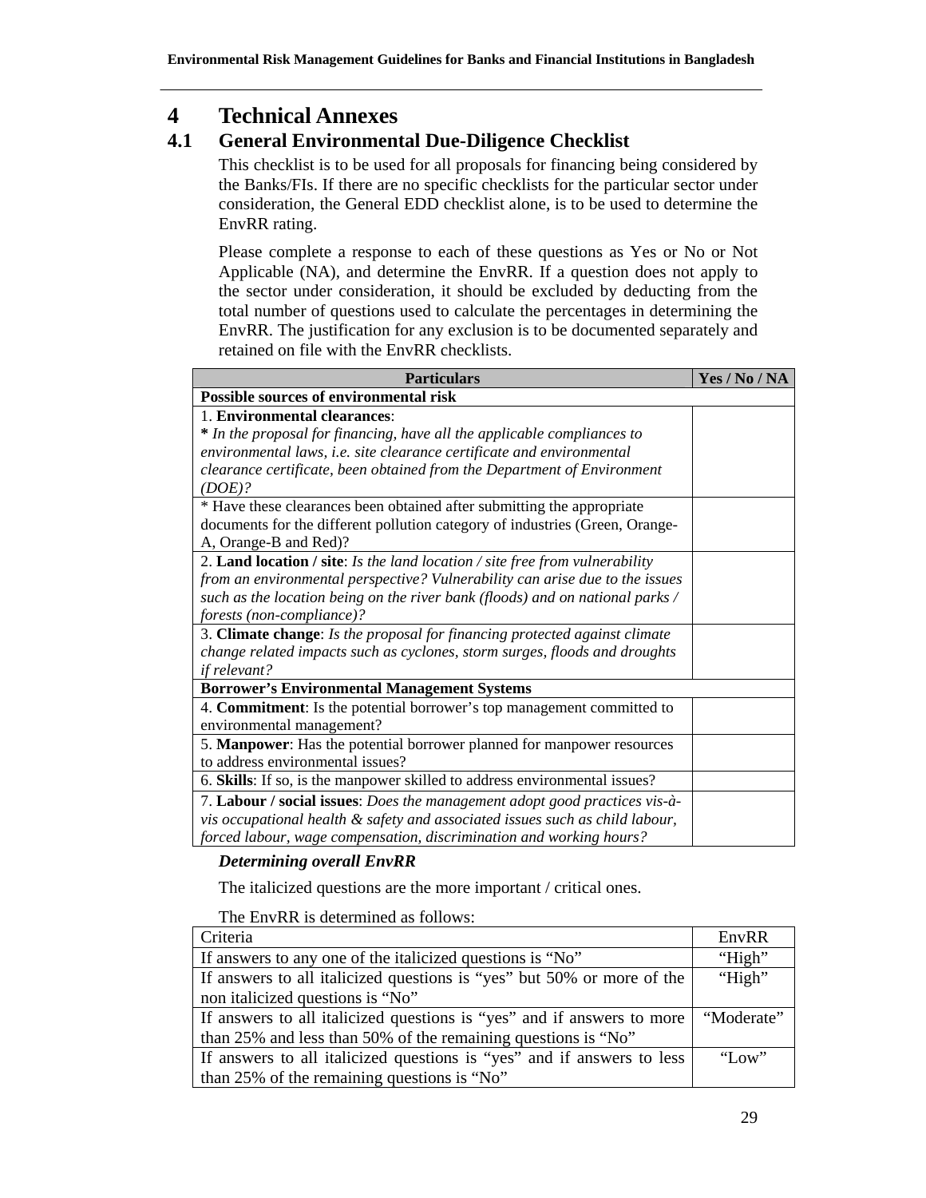# 4 Technical Annexes

## 4.1 General Environmental Due-Diligence Checklist

This checklist is to be used for all proposals for financing being considered by the Banks/FIs. If there are no specific checklists for the particular sector under consideration, the General EDD checklist alone, is to be used to determine the EnvRR rating.

Please complete a response to each of these questions as Yes or No or Not Applicable (NA), and determine the EnvRR. If a question does not apply to the sector under consideration, it should be excluded by deducting from the total number of questions used to calculate the percentages in determining the EnvRR. The justification for any exclusion is to be documented separately and retained on file with the EnvRR checklists.

| Particulars | Yes / No / NA |
|---|---|
| **Possible sources of environmental risk** | |
| 1. **Environmental clearances**: **\*** *In the proposal for financing, have all the applicable compliances to environmental laws, i.e. site clearance certificate and environmental clearance certificate, been obtained from the Department of Environment (DOE)?* | |
| * Have these clearances been obtained after submitting the appropriate documents for the different pollution category of industries (Green, Orange-A, Orange-B and Red)? | |
| 2. **Land location / site**: *Is the land location / site free from vulnerability from an environmental perspective? Vulnerability can arise due to the issues such as the location being on the river bank (floods) and on national parks / forests (non-compliance)?* | |
| 3. **Climate change**: *Is the proposal for financing protected against climate change related impacts such as cyclones, storm surges, floods and droughts if relevant?* | |
| **Borrower's Environmental Management Systems** | |
| 4. **Commitment**: Is the potential borrower's top management committed to environmental management? | |
| 5. **Manpower**: Has the potential borrower planned for manpower resources to address environmental issues? | |
| 6. **Skills**: If so, is the manpower skilled to address environmental issues? | |
| 7. **Labour / social issues**: *Does the management adopt good practices vis-à-vis occupational health & safety and associated issues such as child labour, forced labour, wage compensation, discrimination and working hours?* | |

***Determining overall EnvRR***

The italicized questions are the more important / critical ones.

The EnvRR is determined as follows:

| Criteria | EnvRR |
|---|---|
| If answers to any one of the italicized questions is "No" | "High" |
| If answers to all italicized questions is "yes" but 50% or more of the non italicized questions is "No" | "High" |
| If answers to all italicized questions is "yes" and if answers to more than 25% and less than 50% of the remaining questions is "No" | "Moderate" |
| If answers to all italicized questions is "yes" and if answers to less than 25% of the remaining questions is "No" | "Low" |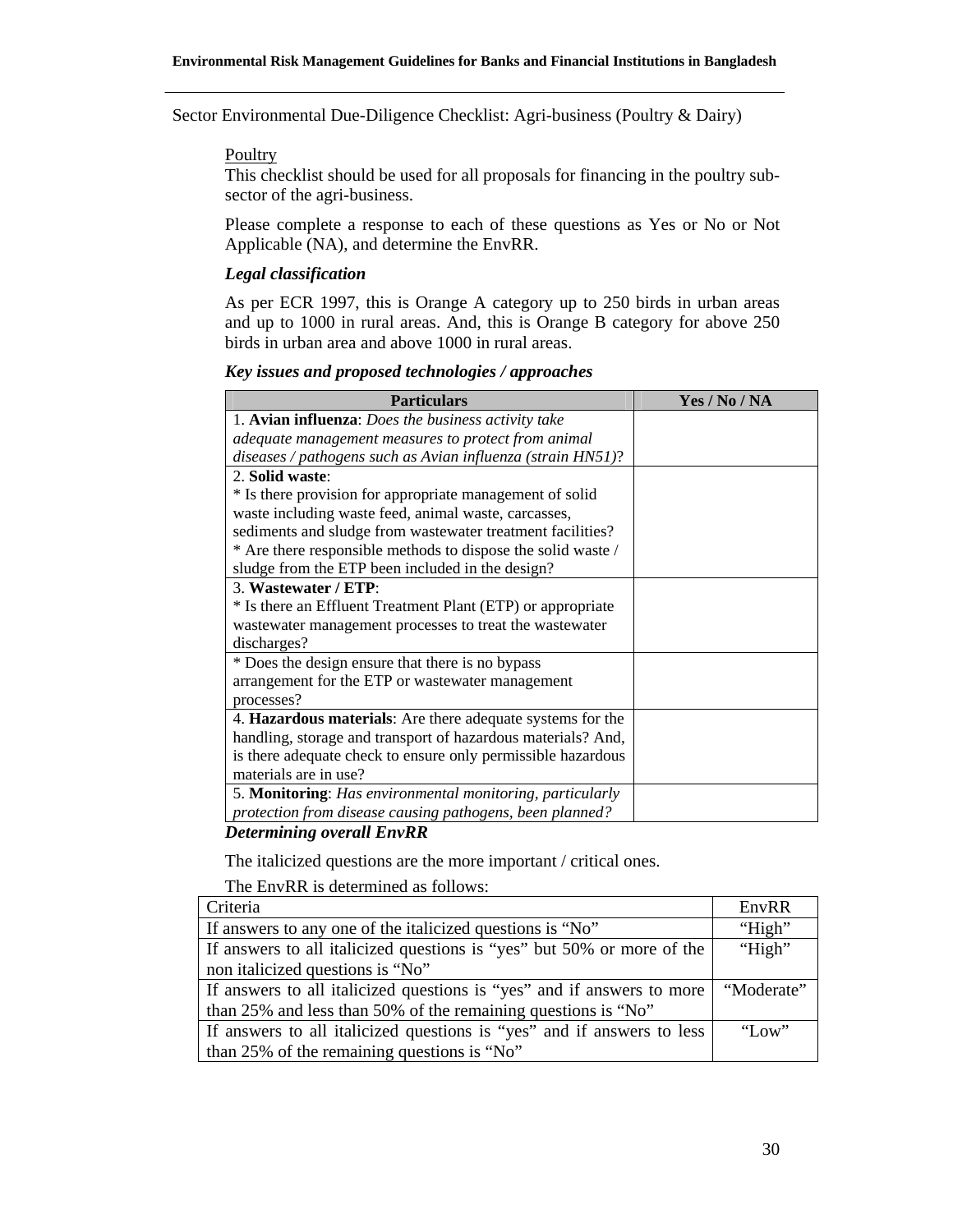Sector Environmental Due-Diligence Checklist: Agri-business (Poultry & Dairy)

Poultry

This checklist should be used for all proposals for financing in the poultry sub-sector of the agri-business.

Please complete a response to each of these questions as Yes or No or Not Applicable (NA), and determine the EnvRR.

***Legal classification***

As per ECR 1997, this is Orange A category up to 250 birds in urban areas and up to 1000 in rural areas. And, this is Orange B category for above 250 birds in urban area and above 1000 in rural areas.

***Key issues and proposed technologies / approaches***

| Particulars | Yes / No / NA |
|---|---|
| 1. **Avian influenza**: *Does the business activity take adequate management measures to protect from animal diseases / pathogens such as Avian influenza (strain HN51)*? | |
| 2. **Solid waste**:<br>* Is there provision for appropriate management of solid waste including waste feed, animal waste, carcasses, sediments and sludge from wastewater treatment facilities?<br>* Are there responsible methods to dispose the solid waste / sludge from the ETP been included in the design? | |
| 3. **Wastewater / ETP**:<br>* Is there an Effluent Treatment Plant (ETP) or appropriate wastewater management processes to treat the wastewater discharges? | |
| * Does the design ensure that there is no bypass arrangement for the ETP or wastewater management processes? | |
| 4. **Hazardous materials**: Are there adequate systems for the handling, storage and transport of hazardous materials? And, is there adequate check to ensure only permissible hazardous materials are in use? | |
| 5. **Monitoring**: *Has environmental monitoring, particularly protection from disease causing pathogens, been planned?* | |

***Determining overall EnvRR***

The italicized questions are the more important / critical ones.

The EnvRR is determined as follows:

| Criteria | EnvRR |
|---|---|
| If answers to any one of the italicized questions is "No" | "High" |
| If answers to all italicized questions is "yes" but 50% or more of the non italicized questions is "No" | "High" |
| If answers to all italicized questions is "yes" and if answers to more than 25% and less than 50% of the remaining questions is "No" | "Moderate" |
| If answers to all italicized questions is "yes" and if answers to less than 25% of the remaining questions is "No" | "Low" |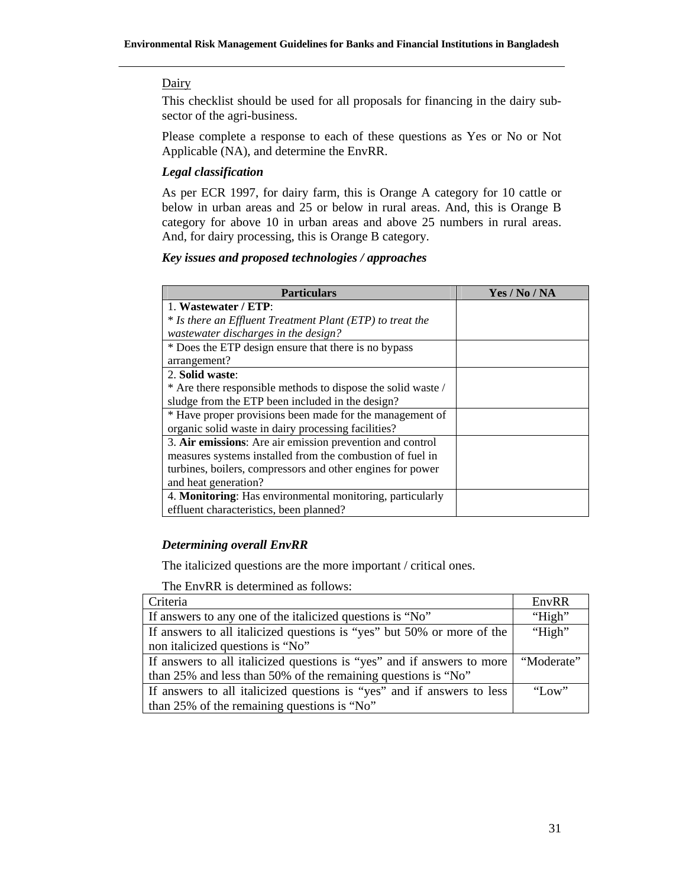<u>Dairy</u>

This checklist should be used for all proposals for financing in the dairy sub-sector of the agri-business.

Please complete a response to each of these questions as Yes or No or Not Applicable (NA), and determine the EnvRR.

***Legal classification***

As per ECR 1997, for dairy farm, this is Orange A category for 10 cattle or below in urban areas and 25 or below in rural areas. And, this is Orange B category for above 10 in urban areas and above 25 numbers in rural areas. And, for dairy processing, this is Orange B category.

***Key issues and proposed technologies / approaches***

| Particulars | Yes / No / NA |
|---|---|
| 1. **Wastewater / ETP**:<br>* *Is there an Effluent Treatment Plant (ETP) to treat the wastewater discharges in the design?* | |
| * Does the ETP design ensure that there is no bypass arrangement? | |
| 2. **Solid waste**:<br>* Are there responsible methods to dispose the solid waste / sludge from the ETP been included in the design? | |
| * Have proper provisions been made for the management of organic solid waste in dairy processing facilities? | |
| 3. **Air emissions**: Are air emission prevention and control measures systems installed from the combustion of fuel in turbines, boilers, compressors and other engines for power and heat generation? | |
| 4. **Monitoring**: Has environmental monitoring, particularly effluent characteristics, been planned? | |

***Determining overall EnvRR***

The italicized questions are the more important / critical ones.

The EnvRR is determined as follows:

| Criteria | EnvRR |
|---|---|
| If answers to any one of the italicized questions is "No" | "High" |
| If answers to all italicized questions is "yes" but 50% or more of the non italicized questions is "No" | "High" |
| If answers to all italicized questions is "yes" and if answers to more than 25% and less than 50% of the remaining questions is "No" | "Moderate" |
| If answers to all italicized questions is "yes" and if answers to less than 25% of the remaining questions is "No" | "Low" |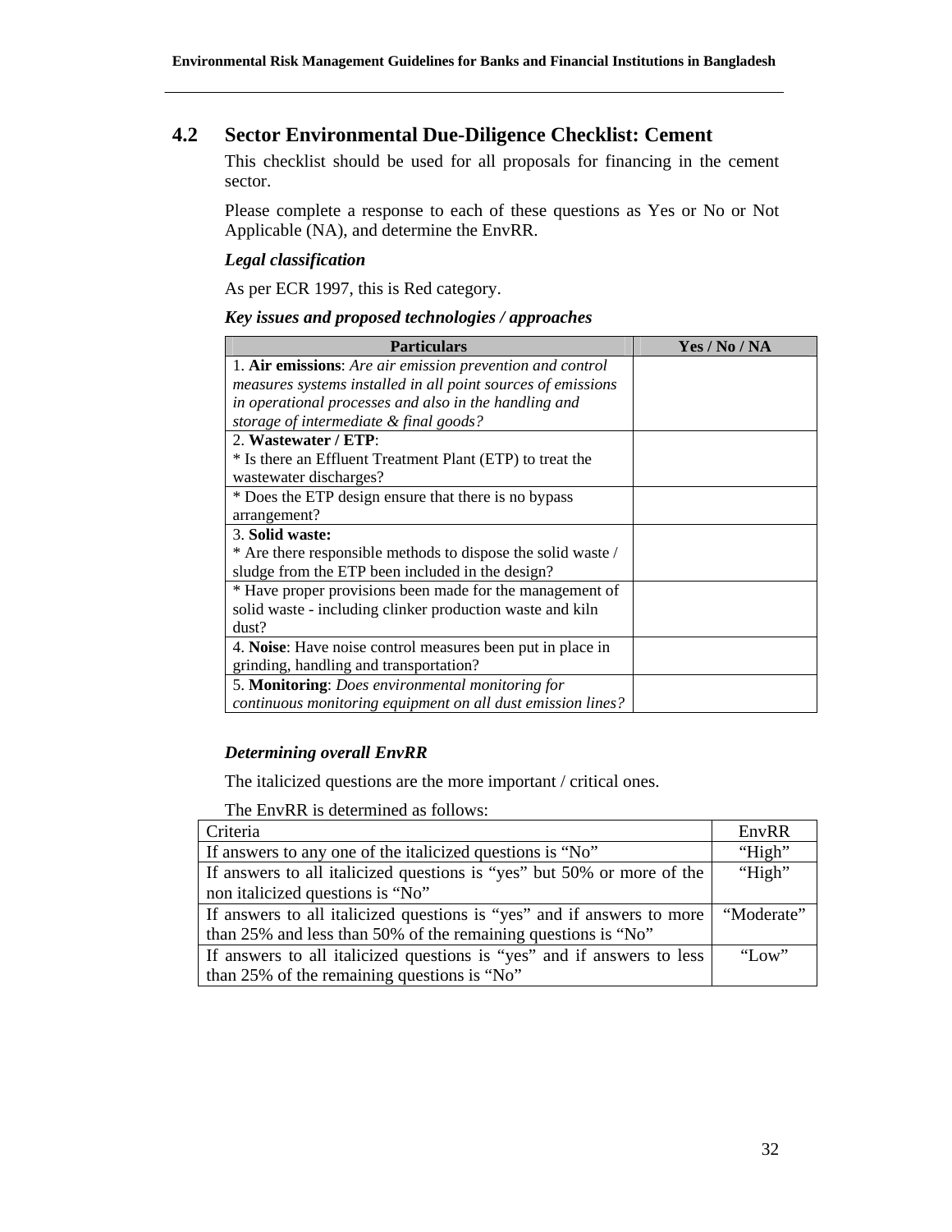## 4.2 Sector Environmental Due-Diligence Checklist: Cement

This checklist should be used for all proposals for financing in the cement sector.

Please complete a response to each of these questions as Yes or No or Not Applicable (NA), and determine the EnvRR.

***Legal classification***

As per ECR 1997, this is Red category.

***Key issues and proposed technologies / approaches***

| Particulars | Yes / No / NA |
|---|---|
| 1. **Air emissions**: *Are air emission prevention and control measures systems installed in all point sources of emissions in operational processes and also in the handling and storage of intermediate & final goods?* | |
| 2. **Wastewater / ETP**:<br>* Is there an Effluent Treatment Plant (ETP) to treat the wastewater discharges? | |
| * Does the ETP design ensure that there is no bypass arrangement? | |
| 3. **Solid waste:**<br>* Are there responsible methods to dispose the solid waste / sludge from the ETP been included in the design? | |
| * Have proper provisions been made for the management of solid waste - including clinker production waste and kiln dust? | |
| 4. **Noise**: Have noise control measures been put in place in grinding, handling and transportation? | |
| 5. **Monitoring**: *Does environmental monitoring for continuous monitoring equipment on all dust emission lines?* | |

***Determining overall EnvRR***

The italicized questions are the more important / critical ones.

The EnvRR is determined as follows:

| Criteria | EnvRR |
|---|---|
| If answers to any one of the italicized questions is "No" | "High" |
| If answers to all italicized questions is "yes" but 50% or more of the non italicized questions is "No" | "High" |
| If answers to all italicized questions is "yes" and if answers to more than 25% and less than 50% of the remaining questions is "No" | "Moderate" |
| If answers to all italicized questions is "yes" and if answers to less than 25% of the remaining questions is "No" | "Low" |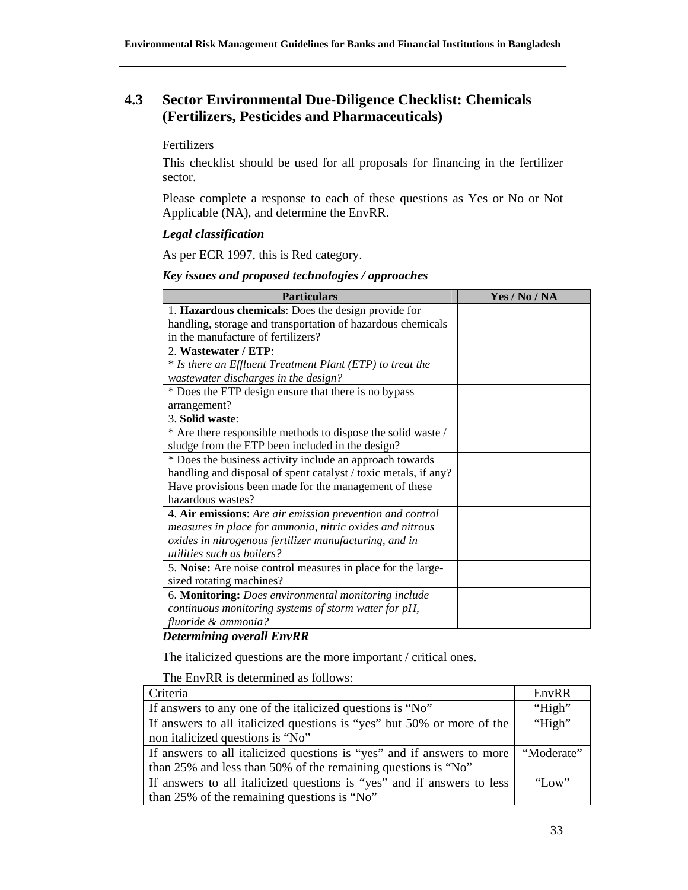## 4.3 Sector Environmental Due-Diligence Checklist: Chemicals (Fertilizers, Pesticides and Pharmaceuticals)

Fertilizers

This checklist should be used for all proposals for financing in the fertilizer sector.

Please complete a response to each of these questions as Yes or No or Not Applicable (NA), and determine the EnvRR.

***Legal classification***

As per ECR 1997, this is Red category.

***Key issues and proposed technologies / approaches***

| Particulars | Yes / No / NA |
|---|---|
| 1. **Hazardous chemicals**: Does the design provide for handling, storage and transportation of hazardous chemicals in the manufacture of fertilizers? | |
| 2. **Wastewater / ETP**:<br>* *Is there an Effluent Treatment Plant (ETP) to treat the wastewater discharges in the design?* | |
| * Does the ETP design ensure that there is no bypass arrangement? | |
| 3. **Solid waste**:<br>* Are there responsible methods to dispose the solid waste / sludge from the ETP been included in the design? | |
| * Does the business activity include an approach towards handling and disposal of spent catalyst / toxic metals, if any? Have provisions been made for the management of these hazardous wastes? | |
| 4. **Air emissions**: *Are air emission prevention and control measures in place for ammonia, nitric oxides and nitrous oxides in nitrogenous fertilizer manufacturing, and in utilities such as boilers?* | |
| 5. **Noise:** Are noise control measures in place for the large-sized rotating machines? | |
| 6. **Monitoring:** *Does environmental monitoring include continuous monitoring systems of storm water for pH, fluoride & ammonia?* | |

***Determining overall EnvRR***

The italicized questions are the more important / critical ones.

The EnvRR is determined as follows:

| Criteria | EnvRR |
|---|---|
| If answers to any one of the italicized questions is "No" | "High" |
| If answers to all italicized questions is "yes" but 50% or more of the non italicized questions is "No" | "High" |
| If answers to all italicized questions is "yes" and if answers to more than 25% and less than 50% of the remaining questions is "No" | "Moderate" |
| If answers to all italicized questions is "yes" and if answers to less than 25% of the remaining questions is "No" | "Low" |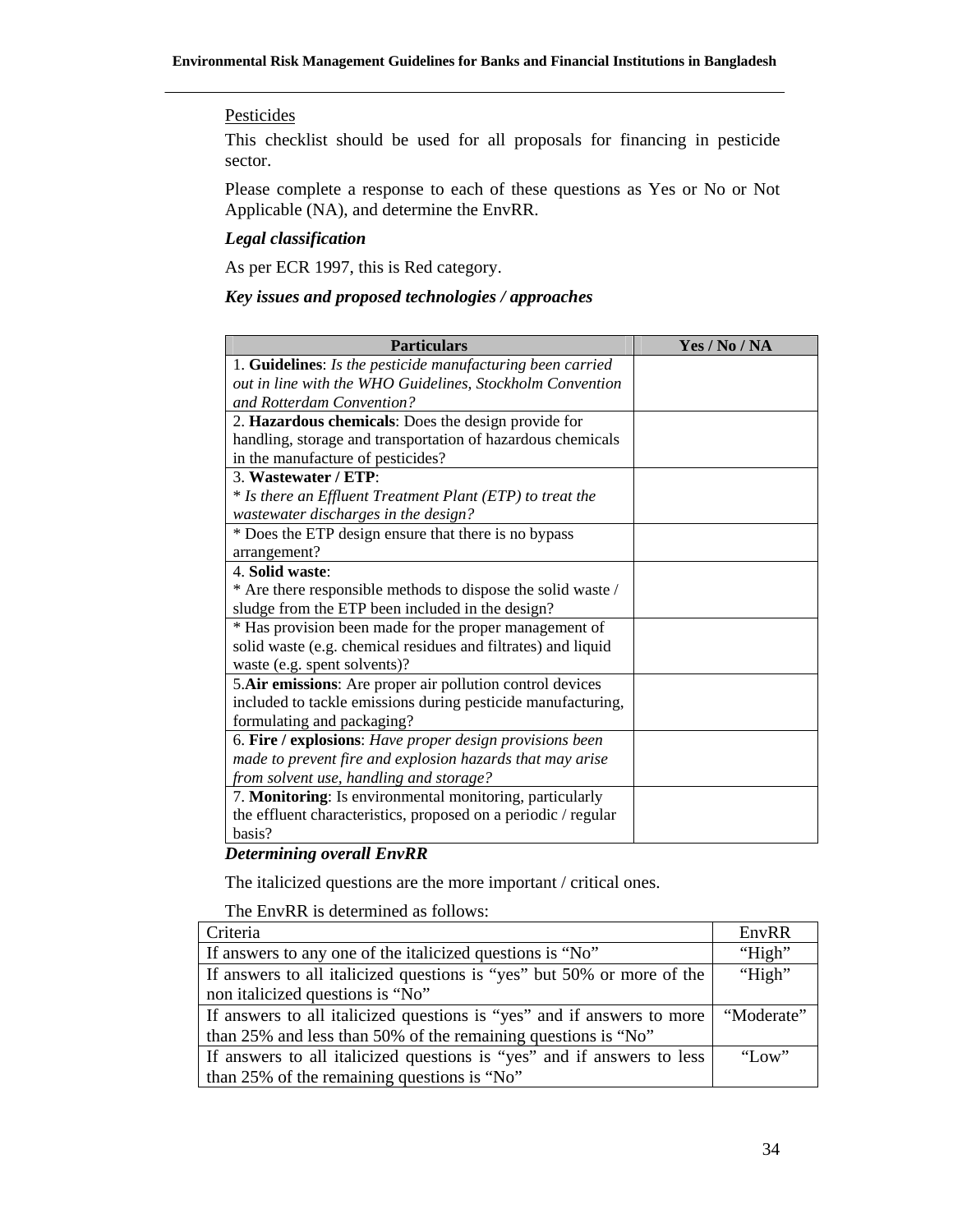Pesticides

This checklist should be used for all proposals for financing in pesticide sector.

Please complete a response to each of these questions as Yes or No or Not Applicable (NA), and determine the EnvRR.

***Legal classification***

As per ECR 1997, this is Red category.

***Key issues and proposed technologies / approaches***

| Particulars | Yes / No / NA |
|---|---|
| 1. **Guidelines**: *Is the pesticide manufacturing been carried out in line with the WHO Guidelines, Stockholm Convention and Rotterdam Convention?* | |
| 2. **Hazardous chemicals**: Does the design provide for handling, storage and transportation of hazardous chemicals in the manufacture of pesticides? | |
| 3. **Wastewater / ETP**: * *Is there an Effluent Treatment Plant (ETP) to treat the wastewater discharges in the design?* | |
| * Does the ETP design ensure that there is no bypass arrangement? | |
| 4. **Solid waste**: * Are there responsible methods to dispose the solid waste / sludge from the ETP been included in the design? | |
| * Has provision been made for the proper management of solid waste (e.g. chemical residues and filtrates) and liquid waste (e.g. spent solvents)? | |
| 5.**Air emissions**: Are proper air pollution control devices included to tackle emissions during pesticide manufacturing, formulating and packaging? | |
| 6. **Fire / explosions**: *Have proper design provisions been made to prevent fire and explosion hazards that may arise from solvent use, handling and storage?* | |
| 7. **Monitoring**: Is environmental monitoring, particularly the effluent characteristics, proposed on a periodic / regular basis? | |

***Determining overall EnvRR***

The italicized questions are the more important / critical ones.

The EnvRR is determined as follows:

| Criteria | EnvRR |
|---|---|
| If answers to any one of the italicized questions is "No" | "High" |
| If answers to all italicized questions is "yes" but 50% or more of the non italicized questions is "No" | "High" |
| If answers to all italicized questions is "yes" and if answers to more than 25% and less than 50% of the remaining questions is "No" | "Moderate" |
| If answers to all italicized questions is "yes" and if answers to less than 25% of the remaining questions is "No" | "Low" |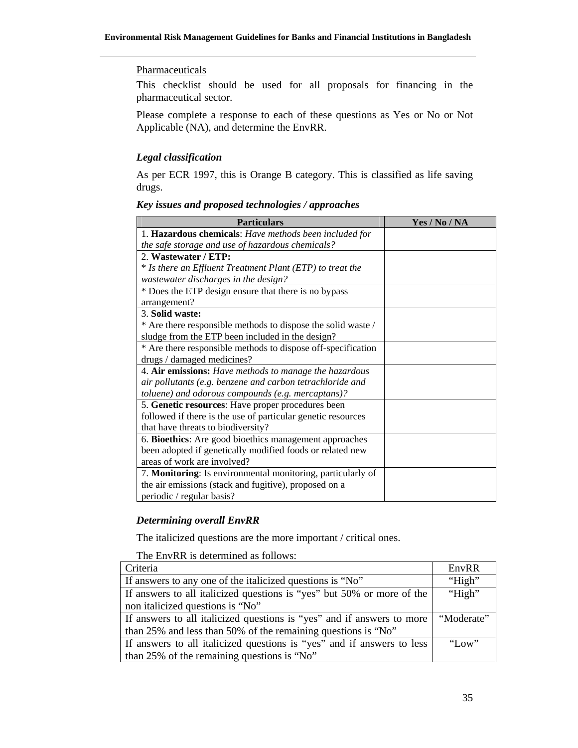Pharmaceuticals

This checklist should be used for all proposals for financing in the pharmaceutical sector.

Please complete a response to each of these questions as Yes or No or Not Applicable (NA), and determine the EnvRR.

### *Legal classification*

As per ECR 1997, this is Orange B category. This is classified as life saving drugs.

### *Key issues and proposed technologies / approaches*

| Particulars | Yes / No / NA |
|---|---|
| 1. **Hazardous chemicals**: *Have methods been included for the safe storage and use of hazardous chemicals?* | |
| 2. **Wastewater / ETP:** * *Is there an Effluent Treatment Plant (ETP) to treat the wastewater discharges in the design?* | |
| * Does the ETP design ensure that there is no bypass arrangement? | |
| 3. **Solid waste:** * Are there responsible methods to dispose the solid waste / sludge from the ETP been included in the design? | |
| * Are there responsible methods to dispose off-specification drugs / damaged medicines? | |
| 4. **Air emissions:** *Have methods to manage the hazardous air pollutants (e.g. benzene and carbon tetrachloride and toluene) and odorous compounds (e.g. mercaptans)?* | |
| 5. **Genetic resources**: Have proper procedures been followed if there is the use of particular genetic resources that have threats to biodiversity? | |
| 6. **Bioethics**: Are good bioethics management approaches been adopted if genetically modified foods or related new areas of work are involved? | |
| 7. **Monitoring**: Is environmental monitoring, particularly of the air emissions (stack and fugitive), proposed on a periodic / regular basis? | |

### *Determining overall EnvRR*

The italicized questions are the more important / critical ones.

The EnvRR is determined as follows:

| Criteria | EnvRR |
|---|---|
| If answers to any one of the italicized questions is "No" | "High" |
| If answers to all italicized questions is "yes" but 50% or more of the non italicized questions is "No" | "High" |
| If answers to all italicized questions is "yes" and if answers to more than 25% and less than 50% of the remaining questions is "No" | "Moderate" |
| If answers to all italicized questions is "yes" and if answers to less than 25% of the remaining questions is "No" | "Low" |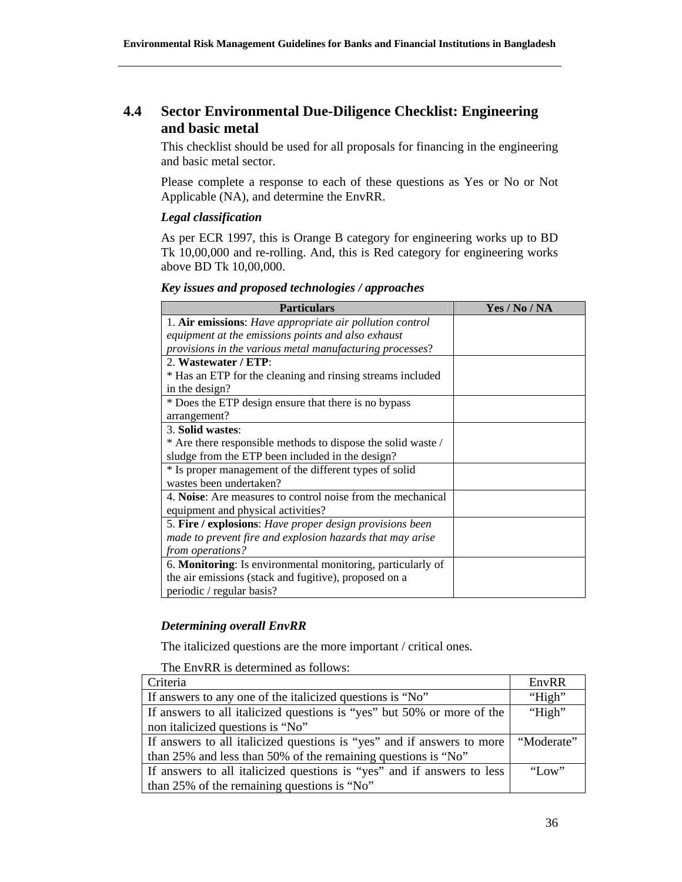## 4.4 Sector Environmental Due-Diligence Checklist: Engineering and basic metal

This checklist should be used for all proposals for financing in the engineering and basic metal sector.

Please complete a response to each of these questions as Yes or No or Not Applicable (NA), and determine the EnvRR.

***Legal classification***

As per ECR 1997, this is Orange B category for engineering works up to BD Tk 10,00,000 and re-rolling. And, this is Red category for engineering works above BD Tk 10,00,000.

***Key issues and proposed technologies / approaches***

| Particulars | Yes / No / NA |
|---|---|
| 1. **Air emissions**: *Have appropriate air pollution control equipment at the emissions points and also exhaust provisions in the various metal manufacturing processes*? | |
| 2. **Wastewater / ETP**:<br>* Has an ETP for the cleaning and rinsing streams included in the design? | |
| * Does the ETP design ensure that there is no bypass arrangement? | |
| 3. **Solid wastes**:<br>* Are there responsible methods to dispose the solid waste / sludge from the ETP been included in the design? | |
| * Is proper management of the different types of solid wastes been undertaken? | |
| 4. **Noise**: Are measures to control noise from the mechanical equipment and physical activities? | |
| 5. **Fire / explosions**: *Have proper design provisions been made to prevent fire and explosion hazards that may arise from operations?* | |
| 6. **Monitoring**: Is environmental monitoring, particularly of the air emissions (stack and fugitive), proposed on a periodic / regular basis? | |

***Determining overall EnvRR***

The italicized questions are the more important / critical ones.

The EnvRR is determined as follows:

| Criteria | EnvRR |
|---|---|
| If answers to any one of the italicized questions is "No" | "High" |
| If answers to all italicized questions is "yes" but 50% or more of the non italicized questions is "No" | "High" |
| If answers to all italicized questions is "yes" and if answers to more than 25% and less than 50% of the remaining questions is "No" | "Moderate" |
| If answers to all italicized questions is "yes" and if answers to less than 25% of the remaining questions is "No" | "Low" |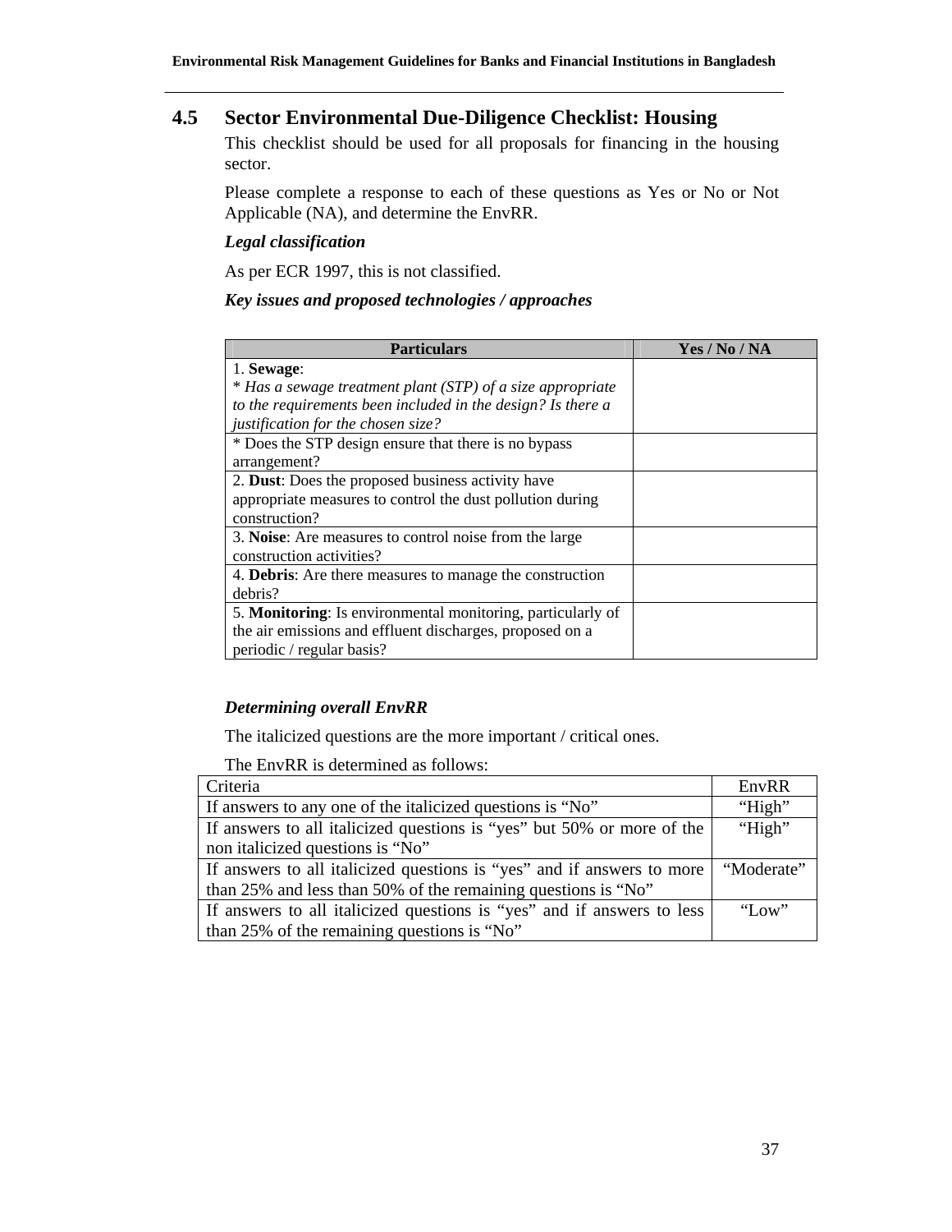## 4.5 Sector Environmental Due-Diligence Checklist: Housing

This checklist should be used for all proposals for financing in the housing sector.

Please complete a response to each of these questions as Yes or No or Not Applicable (NA), and determine the EnvRR.

***Legal classification***

As per ECR 1997, this is not classified.

***Key issues and proposed technologies / approaches***

| Particulars | Yes / No / NA |
|---|---|
| 1. **Sewage**:<br>* *Has a sewage treatment plant (STP) of a size appropriate to the requirements been included in the design? Is there a justification for the chosen size?* | |
| * Does the STP design ensure that there is no bypass arrangement? | |
| 2. **Dust**: Does the proposed business activity have appropriate measures to control the dust pollution during construction? | |
| 3. **Noise**: Are measures to control noise from the large construction activities? | |
| 4. **Debris**: Are there measures to manage the construction debris? | |
| 5. **Monitoring**: Is environmental monitoring, particularly of the air emissions and effluent discharges, proposed on a periodic / regular basis? | |

***Determining overall EnvRR***

The italicized questions are the more important / critical ones.

The EnvRR is determined as follows:

| Criteria | EnvRR |
|---|---|
| If answers to any one of the italicized questions is "No" | "High" |
| If answers to all italicized questions is "yes" but 50% or more of the non italicized questions is "No" | "High" |
| If answers to all italicized questions is "yes" and if answers to more than 25% and less than 50% of the remaining questions is "No" | "Moderate" |
| If answers to all italicized questions is "yes" and if answers to less than 25% of the remaining questions is "No" | "Low" |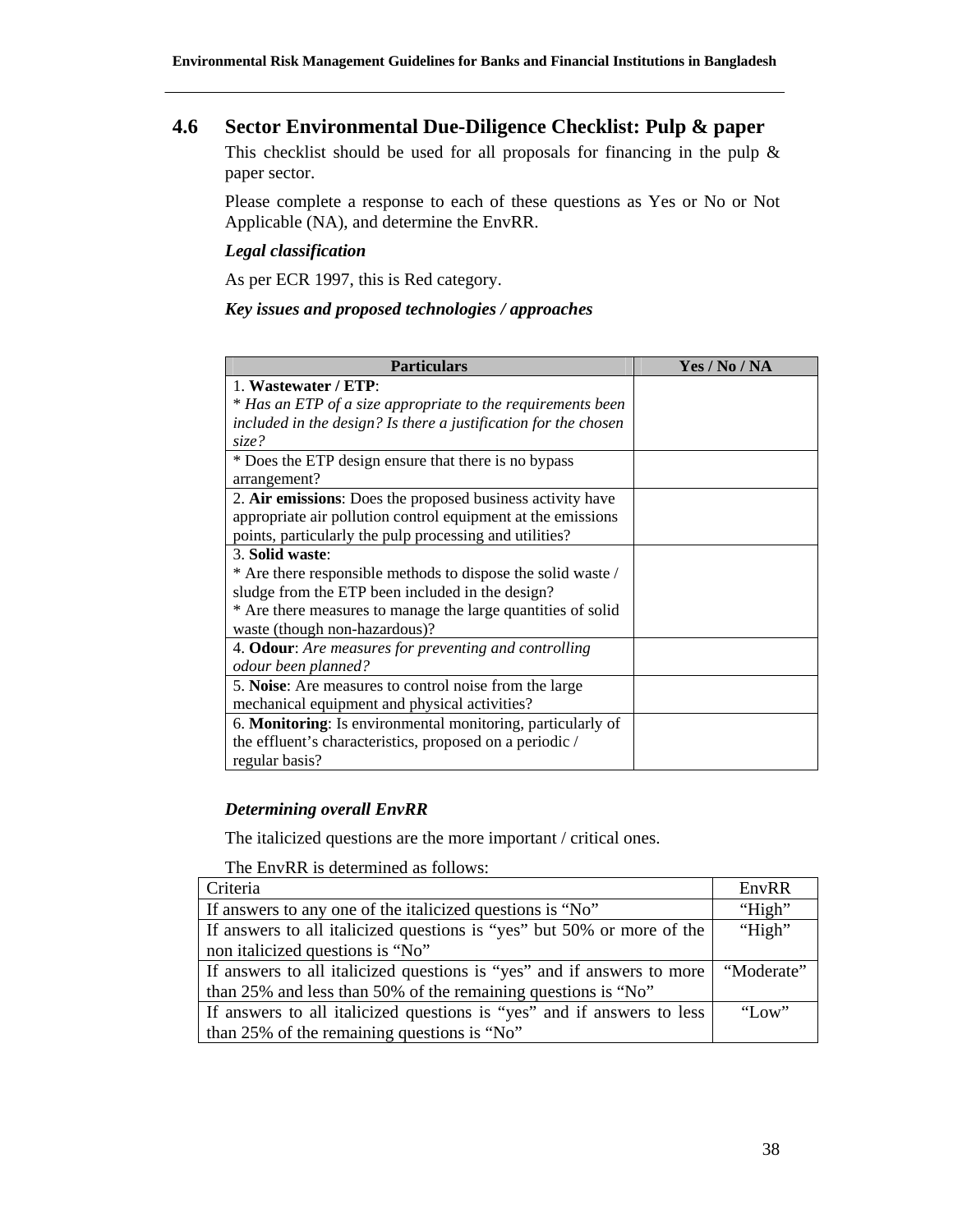## 4.6 Sector Environmental Due-Diligence Checklist: Pulp & paper

This checklist should be used for all proposals for financing in the pulp & paper sector.

Please complete a response to each of these questions as Yes or No or Not Applicable (NA), and determine the EnvRR.

***Legal classification***

As per ECR 1997, this is Red category.

***Key issues and proposed technologies / approaches***

| Particulars | Yes / No / NA |
|---|---|
| 1. **Wastewater / ETP**:<br>* *Has an ETP of a size appropriate to the requirements been included in the design? Is there a justification for the chosen size?* | |
| * Does the ETP design ensure that there is no bypass arrangement? | |
| 2. **Air emissions**: Does the proposed business activity have appropriate air pollution control equipment at the emissions points, particularly the pulp processing and utilities? | |
| 3. **Solid waste**:<br>* Are there responsible methods to dispose the solid waste / sludge from the ETP been included in the design?<br>* Are there measures to manage the large quantities of solid waste (though non-hazardous)? | |
| 4. **Odour**: *Are measures for preventing and controlling odour been planned?* | |
| 5. **Noise**: Are measures to control noise from the large mechanical equipment and physical activities? | |
| 6. **Monitoring**: Is environmental monitoring, particularly of the effluent's characteristics, proposed on a periodic / regular basis? | |

***Determining overall EnvRR***

The italicized questions are the more important / critical ones.

The EnvRR is determined as follows:

| Criteria | EnvRR |
|---|---|
| If answers to any one of the italicized questions is "No" | "High" |
| If answers to all italicized questions is "yes" but 50% or more of the non italicized questions is "No" | "High" |
| If answers to all italicized questions is "yes" and if answers to more than 25% and less than 50% of the remaining questions is "No" | "Moderate" |
| If answers to all italicized questions is "yes" and if answers to less than 25% of the remaining questions is "No" | "Low" |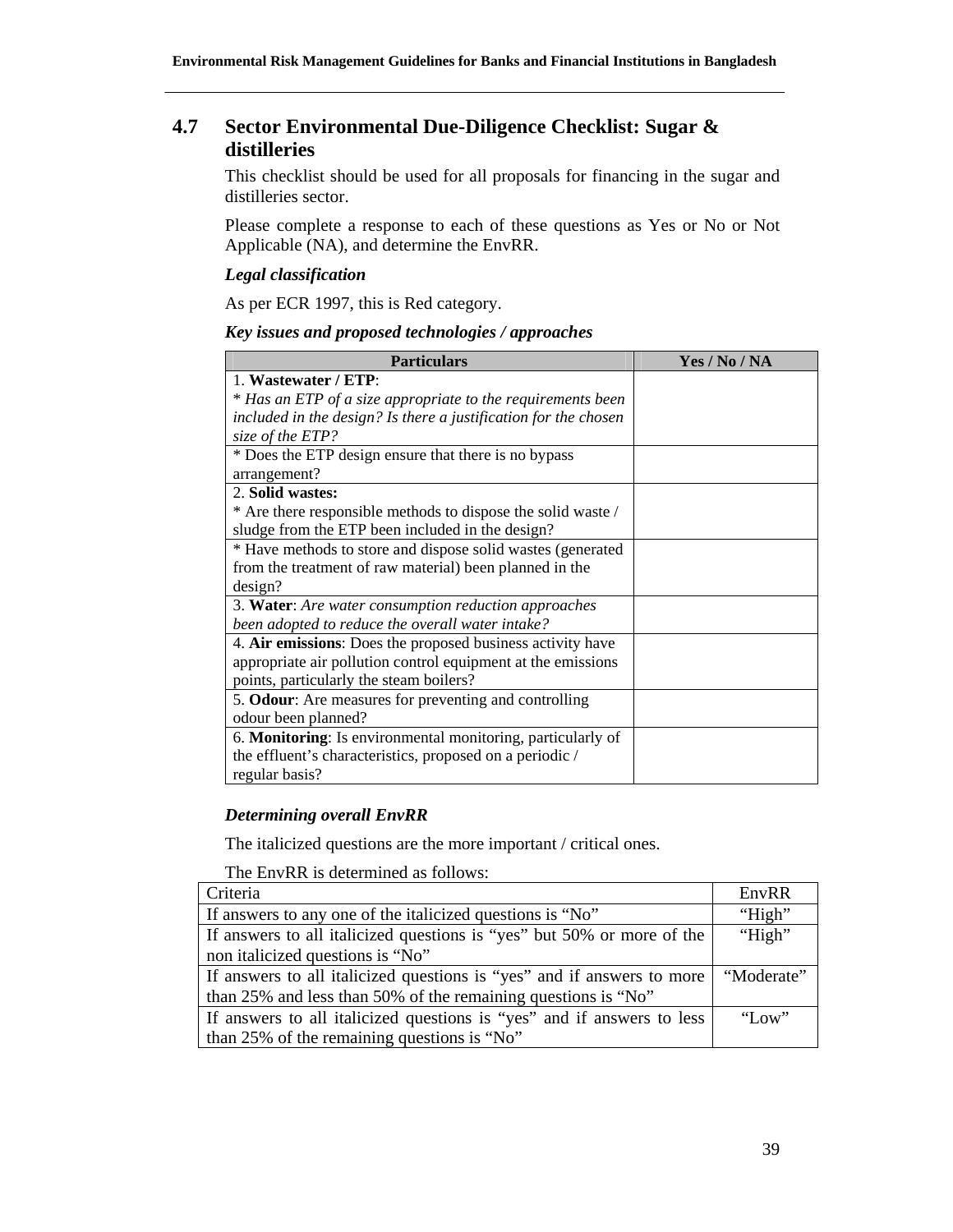## 4.7 Sector Environmental Due-Diligence Checklist: Sugar & distilleries

This checklist should be used for all proposals for financing in the sugar and distilleries sector.

Please complete a response to each of these questions as Yes or No or Not Applicable (NA), and determine the EnvRR.

***Legal classification***

As per ECR 1997, this is Red category.

***Key issues and proposed technologies / approaches***

| Particulars | Yes / No / NA |
|---|---|
| 1. **Wastewater / ETP**:<br>* *Has an ETP of a size appropriate to the requirements been included in the design? Is there a justification for the chosen size of the ETP?* | |
| * Does the ETP design ensure that there is no bypass arrangement? | |
| 2. **Solid wastes:**<br>* Are there responsible methods to dispose the solid waste / sludge from the ETP been included in the design? | |
| * Have methods to store and dispose solid wastes (generated from the treatment of raw material) been planned in the design? | |
| 3. **Water**: *Are water consumption reduction approaches been adopted to reduce the overall water intake?* | |
| 4. **Air emissions**: Does the proposed business activity have appropriate air pollution control equipment at the emissions points, particularly the steam boilers? | |
| 5. **Odour**: Are measures for preventing and controlling odour been planned? | |
| 6. **Monitoring**: Is environmental monitoring, particularly of the effluent's characteristics, proposed on a periodic / regular basis? | |

***Determining overall EnvRR***

The italicized questions are the more important / critical ones.

The EnvRR is determined as follows:

| Criteria | EnvRR |
|---|---|
| If answers to any one of the italicized questions is "No" | "High" |
| If answers to all italicized questions is "yes" but 50% or more of the non italicized questions is "No" | "High" |
| If answers to all italicized questions is "yes" and if answers to more than 25% and less than 50% of the remaining questions is "No" | "Moderate" |
| If answers to all italicized questions is "yes" and if answers to less than 25% of the remaining questions is "No" | "Low" |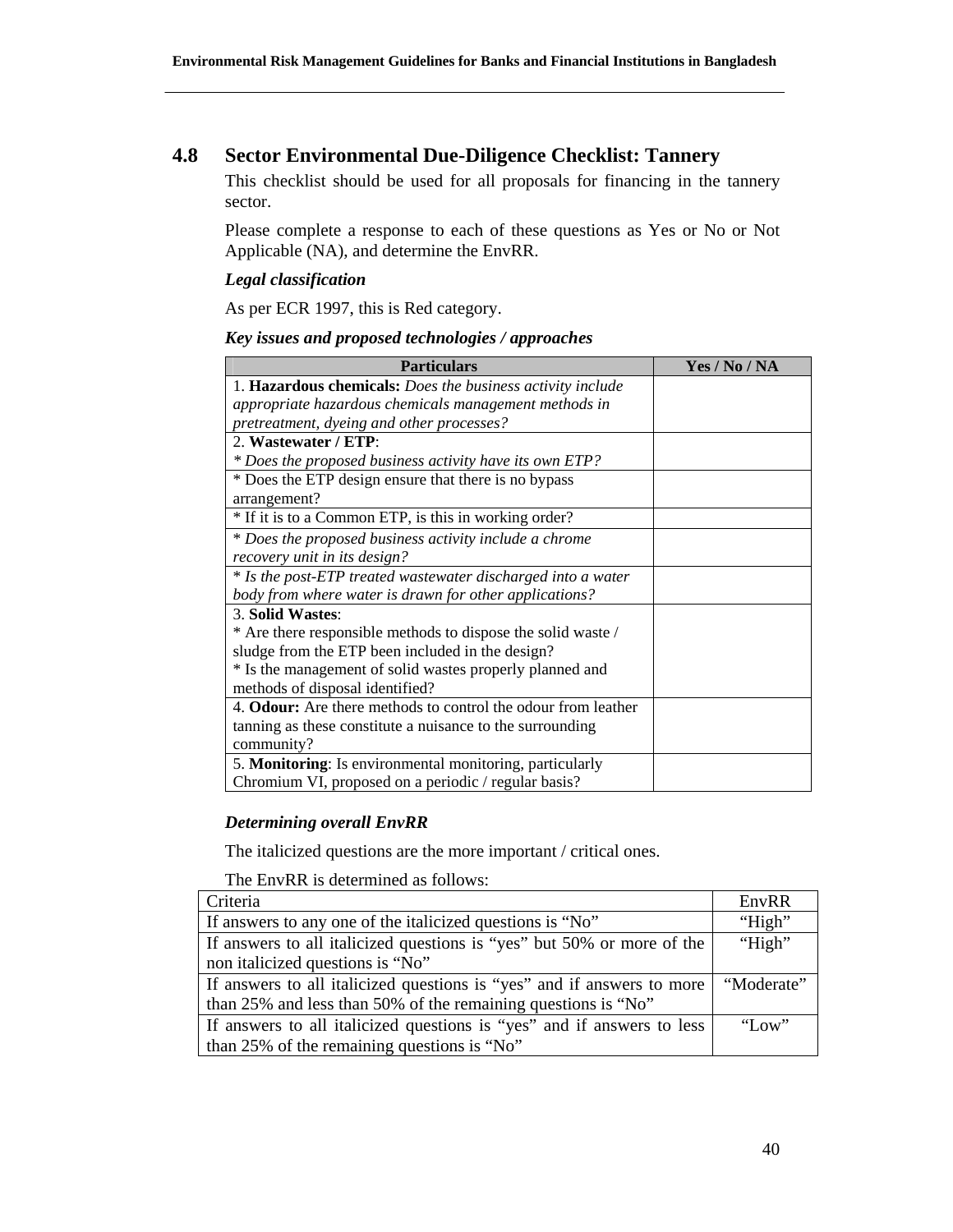## 4.8 Sector Environmental Due-Diligence Checklist: Tannery

This checklist should be used for all proposals for financing in the tannery sector.

Please complete a response to each of these questions as Yes or No or Not Applicable (NA), and determine the EnvRR.

***Legal classification***

As per ECR 1997, this is Red category.

***Key issues and proposed technologies / approaches***

| Particulars | Yes / No / NA |
|---|---|
| 1. **Hazardous chemicals:** *Does the business activity include appropriate hazardous chemicals management methods in pretreatment, dyeing and other processes?* | |
| 2. **Wastewater / ETP**:<br>*\* Does the proposed business activity have its own ETP?* | |
| \* Does the ETP design ensure that there is no bypass arrangement? | |
| \* If it is to a Common ETP, is this in working order? | |
| *\* Does the proposed business activity include a chrome recovery unit in its design?* | |
| *\* Is the post-ETP treated wastewater discharged into a water body from where water is drawn for other applications?* | |
| 3. **Solid Wastes**:<br>\* Are there responsible methods to dispose the solid waste / sludge from the ETP been included in the design?<br>\* Is the management of solid wastes properly planned and methods of disposal identified? | |
| 4. **Odour:** Are there methods to control the odour from leather tanning as these constitute a nuisance to the surrounding community? | |
| 5. **Monitoring**: Is environmental monitoring, particularly Chromium VI, proposed on a periodic / regular basis? | |

***Determining overall EnvRR***

The italicized questions are the more important / critical ones.

The EnvRR is determined as follows:

| Criteria | EnvRR |
|---|---|
| If answers to any one of the italicized questions is "No" | "High" |
| If answers to all italicized questions is "yes" but 50% or more of the non italicized questions is "No" | "High" |
| If answers to all italicized questions is "yes" and if answers to more than 25% and less than 50% of the remaining questions is "No" | "Moderate" |
| If answers to all italicized questions is "yes" and if answers to less than 25% of the remaining questions is "No" | "Low" |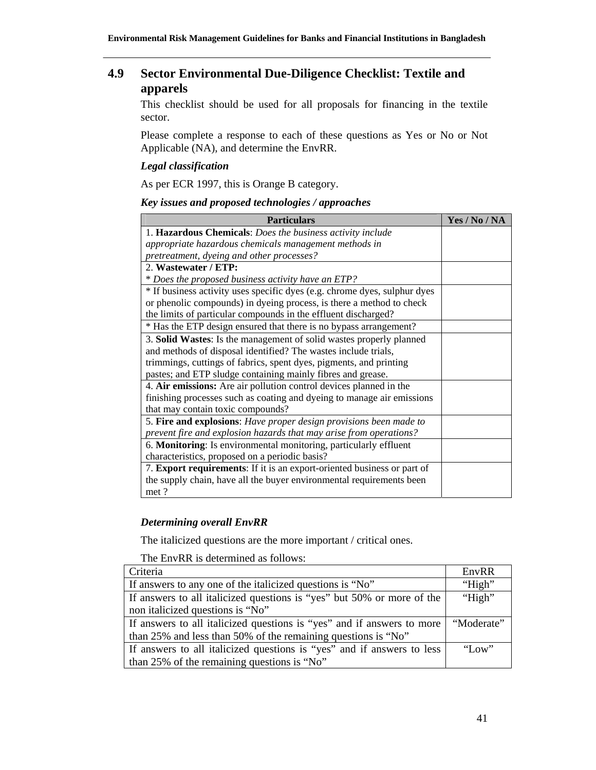## 4.9 Sector Environmental Due-Diligence Checklist: Textile and apparels

This checklist should be used for all proposals for financing in the textile sector.

Please complete a response to each of these questions as Yes or No or Not Applicable (NA), and determine the EnvRR.

***Legal classification***

As per ECR 1997, this is Orange B category.

***Key issues and proposed technologies / approaches***

| Particulars | Yes / No / NA |
|---|---|
| 1. **Hazardous Chemicals**: *Does the business activity include appropriate hazardous chemicals management methods in pretreatment, dyeing and other processes?* | |
| 2. **Wastewater / ETP:**<br>* *Does the proposed business activity have an ETP?* | |
| * If business activity uses specific dyes (e.g. chrome dyes, sulphur dyes or phenolic compounds) in dyeing process, is there a method to check the limits of particular compounds in the effluent discharged? | |
| * Has the ETP design ensured that there is no bypass arrangement? | |
| 3. **Solid Wastes**: Is the management of solid wastes properly planned and methods of disposal identified? The wastes include trials, trimmings, cuttings of fabrics, spent dyes, pigments, and printing pastes; and ETP sludge containing mainly fibres and grease. | |
| 4. **Air emissions:** Are air pollution control devices planned in the finishing processes such as coating and dyeing to manage air emissions that may contain toxic compounds? | |
| 5. **Fire and explosions**: *Have proper design provisions been made to prevent fire and explosion hazards that may arise from operations?* | |
| 6. **Monitoring**: Is environmental monitoring, particularly effluent characteristics, proposed on a periodic basis? | |
| 7. **Export requirements**: If it is an export-oriented business or part of the supply chain, have all the buyer environmental requirements been met ? | |

***Determining overall EnvRR***

The italicized questions are the more important / critical ones.

The EnvRR is determined as follows:

| Criteria | EnvRR |
|---|---|
| If answers to any one of the italicized questions is "No" | "High" |
| If answers to all italicized questions is "yes" but 50% or more of the non italicized questions is "No" | "High" |
| If answers to all italicized questions is "yes" and if answers to more than 25% and less than 50% of the remaining questions is "No" | "Moderate" |
| If answers to all italicized questions is "yes" and if answers to less than 25% of the remaining questions is "No" | "Low" |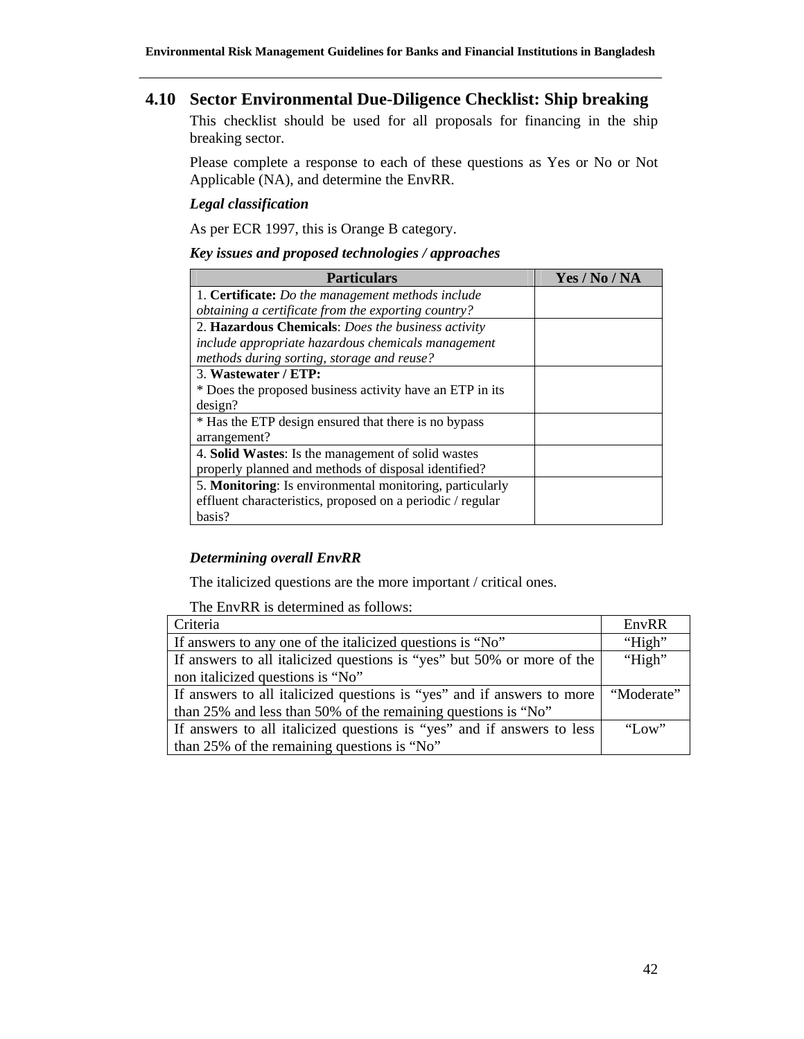## 4.10 Sector Environmental Due-Diligence Checklist: Ship breaking

This checklist should be used for all proposals for financing in the ship breaking sector.

Please complete a response to each of these questions as Yes or No or Not Applicable (NA), and determine the EnvRR.

***Legal classification***

As per ECR 1997, this is Orange B category.

***Key issues and proposed technologies / approaches***

| Particulars | Yes / No / NA |
|---|---|
| 1. **Certificate:** *Do the management methods include obtaining a certificate from the exporting country?* | |
| 2. **Hazardous Chemicals**: *Does the business activity include appropriate hazardous chemicals management methods during sorting, storage and reuse?* | |
| 3. **Wastewater / ETP:**<br>* Does the proposed business activity have an ETP in its design? | |
| * Has the ETP design ensured that there is no bypass arrangement? | |
| 4. **Solid Wastes**: Is the management of solid wastes properly planned and methods of disposal identified? | |
| 5. **Monitoring**: Is environmental monitoring, particularly effluent characteristics, proposed on a periodic / regular basis? | |

***Determining overall EnvRR***

The italicized questions are the more important / critical ones.

The EnvRR is determined as follows:

| Criteria | EnvRR |
|---|---|
| If answers to any one of the italicized questions is "No" | "High" |
| If answers to all italicized questions is "yes" but 50% or more of the non italicized questions is "No" | "High" |
| If answers to all italicized questions is "yes" and if answers to more than 25% and less than 50% of the remaining questions is "No" | "Moderate" |
| If answers to all italicized questions is "yes" and if answers to less than 25% of the remaining questions is "No" | "Low" |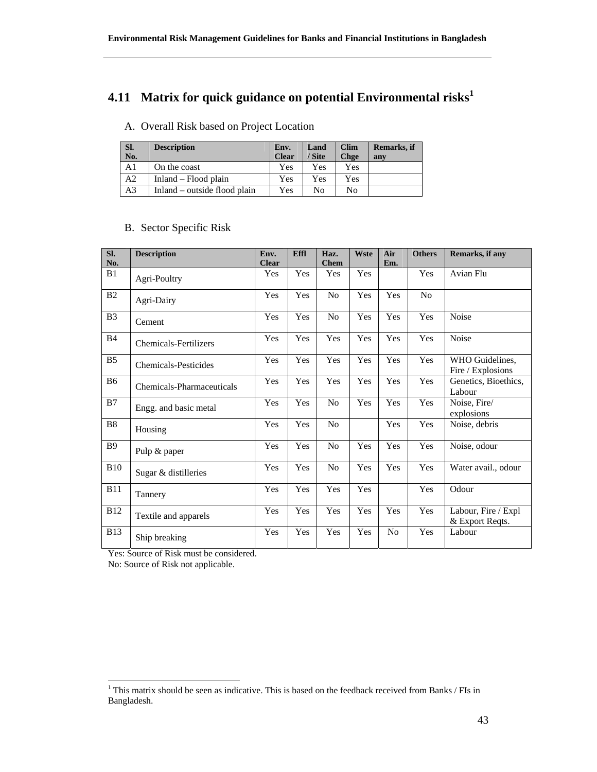## 4.11 Matrix for quick guidance on potential Environmental risks[1]

A. Overall Risk based on Project Location

| Sl. No. | Description | Env. Clear | Land / Site | Clim Chge | Remarks, if any |
|---|---|---|---|---|---|
| A1 | On the coast | Yes | Yes | Yes | |
| A2 | Inland – Flood plain | Yes | Yes | Yes | |
| A3 | Inland – outside flood plain | Yes | No | No | |

B. Sector Specific Risk

| Sl. No. | Description | Env. Clear | Effl | Haz. Chem | Wste | Air Em. | Others | Remarks, if any |
|---|---|---|---|---|---|---|---|---|
| B1 | Agri-Poultry | Yes | Yes | Yes | Yes | | Yes | Avian Flu |
| B2 | Agri-Dairy | Yes | Yes | No | Yes | Yes | No | |
| B3 | Cement | Yes | Yes | No | Yes | Yes | Yes | Noise |
| B4 | Chemicals-Fertilizers | Yes | Yes | Yes | Yes | Yes | Yes | Noise |
| B5 | Chemicals-Pesticides | Yes | Yes | Yes | Yes | Yes | Yes | WHO Guidelines, Fire / Explosions |
| B6 | Chemicals-Pharmaceuticals | Yes | Yes | Yes | Yes | Yes | Yes | Genetics, Bioethics, Labour |
| B7 | Engg. and basic metal | Yes | Yes | No | Yes | Yes | Yes | Noise, Fire/ explosions |
| B8 | Housing | Yes | Yes | No | | Yes | Yes | Noise, debris |
| B9 | Pulp & paper | Yes | Yes | No | Yes | Yes | Yes | Noise, odour |
| B10 | Sugar & distilleries | Yes | Yes | No | Yes | Yes | Yes | Water avail., odour |
| B11 | Tannery | Yes | Yes | Yes | Yes | | Yes | Odour |
| B12 | Textile and apparels | Yes | Yes | Yes | Yes | Yes | Yes | Labour, Fire / Expl & Export Reqts. |
| B13 | Ship breaking | Yes | Yes | Yes | Yes | No | Yes | Labour |

Yes: Source of Risk must be considered.
No: Source of Risk not applicable.

[1] This matrix should be seen as indicative. This is based on the feedback received from Banks / FIs in Bangladesh.